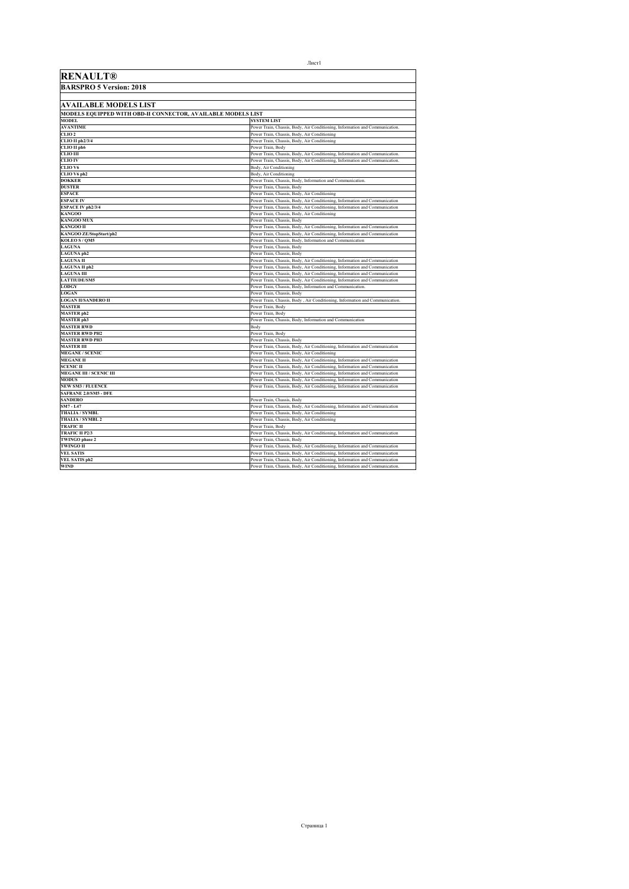# RENAULT®

## BARSPRO 5 Version: 2018

## AVAILABLE MODELS LIST

**MODELS EQUIPPED WITH OBD-II CONNECTOR, AVAILABLE MODELS LIST**

| MODEL | SYSTEM LIST |
|---|---|
| AVANTIME | Power Train, Chassis, Body, Air Conditioning, Information and Communication. |
| CLIO 2 | Power Train, Chassis, Body, Air Conditioning |
| CLIO II ph2/3/4 | Power Train, Chassis, Body, Air Conditioning |
| CLIO II ph6 | Power Train, Body |
| CLIO III | Power Train, Chassis, Body, Air Conditioning, Information and Communication. |
| CLIO IV | Power Train, Chassis, Body, Air Conditioning, Information and Communication. |
| CLIO V6 | Body, Air Conditioning |
| CLIO V6 ph2 | Body, Air Conditioning |
| DOKKER | Power Train, Chassis, Body, Information and Communication. |
| DUSTER | Power Train, Chassis, Body |
| ESPACE | Power Train, Chassis, Body, Air Conditioning |
| ESPACE IV | Power Train, Chassis, Body, Air Conditioning, Information and Communication |
| ESPACE IV ph2/3/4 | Power Train, Chassis, Body, Air Conditioning, Information and Communication |
| KANGOO | Power Train, Chassis, Body, Air Conditioning |
| KANGOO MUX | Power Train, Chassis, Body |
| KANGOO II | Power Train, Chassis, Body, Air Conditioning, Information and Communication |
| KANGOO ZE/StopStart/ph2 | Power Train, Chassis, Body, Air Conditioning, Information and Communication |
| KOLEO S / QM5 | Power Train, Chassis, Body, Information and Communication |
| LAGUNA | Power Train, Chassis, Body |
| LAGUNA ph2 | Power Train, Chassis, Body |
| LAGUNA II | Power Train, Chassis, Body, Air Conditioning, Information and Communication |
| LAGUNA II ph2 | Power Train, Chassis, Body, Air Conditioning, Information and Communication |
| LAGUNA III | Power Train, Chassis, Body, Air Conditioning, Information and Communication |
| LATTIUDE/SM5 | Power Train, Chassis, Body, Air Conditioning, Information and Communication |
| LODGY | Power Train, Chassis, Body, Information and Communication. |
| LOGAN | Power Train, Chassis, Body |
| LOGAN II/SANDERO II | Power Train, Chassis, Body , Air Conditioning, Information and Communication. |
| MASTER | Power Train, Body |
| MASTER ph2 | Power Train, Body |
| MASTER ph3 | Power Train, Chassis, Body, Information and Communication |
| MASTER RWD | Body |
| MASTER RWD PH2 | Power Train, Body |
| MASTER RWD PH3 | Power Train, Chassis, Body |
| MASTER III | Power Train, Chassis, Body, Air Conditioning, Information and Communication |
| MEGANE / SCENIC | Power Train, Chassis, Body, Air Conditioning |
| MEGANE II | Power Train, Chassis, Body, Air Conditioning, Information and Communication |
| SCENIC II | Power Train, Chassis, Body, Air Conditioning, Information and Communication |
| MEGANE III / SCENIC III | Power Train, Chassis, Body, Air Conditioning, Information and Communication |
| MODUS | Power Train, Chassis, Body, Air Conditioning, Information and Communication |
| NEW SM3 / FLUENCE | Power Train, Chassis, Body, Air Conditioning, Information and Communication |
| SAFRANE 2.0/SM5 - DFE | |
| SANDERO | Power Train, Chassis, Body |
| SM7 - L47 | Power Train, Chassis, Body, Air Conditioning, Information and Communication |
| THALIA / SYMBL | Power Train, Chassis, Body, Air Conditioning |
| THALIA / SYMBL 2 | Power Train, Chassis, Body, Air Conditioning |
| TRAFIC II | Power Train, Body |
| TRAFIC II P2/3 | Power Train, Chassis, Body, Air Conditioning, Information and Communication |
| TWINGO phase 2 | Power Train, Chassis, Body |
| TWINGO II | Power Train, Chassis, Body, Air Conditioning, Information and Communication |
| VEL SATIS | Power Train, Chassis, Body, Air Conditioning, Information and Communication |
| VEL SATIS ph2 | Power Train, Chassis, Body, Air Conditioning, Information and Communication |
| WIND | Power Train, Chassis, Body, Air Conditioning, Information and Communication. |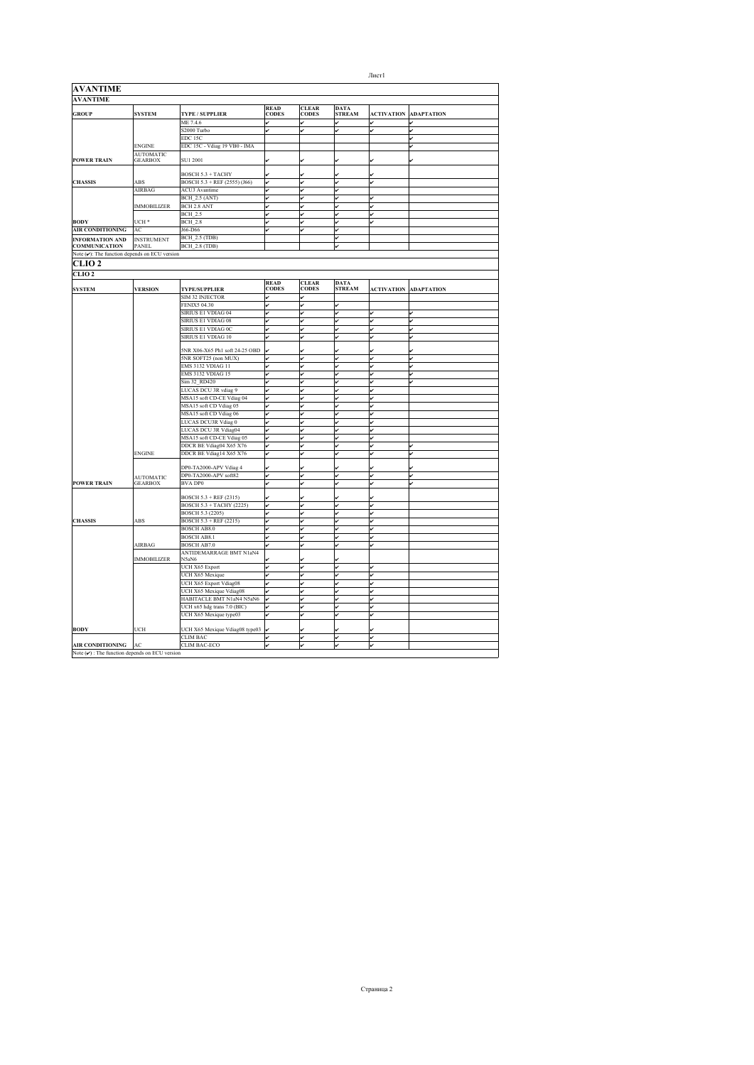## AVANTIME

| AVANTIME | | | | | | | |
|---|---|---|---|---|---|---|---|
| GROUP | SYSTEM | TYPE / SUPPLIER | READ CODES | CLEAR CODES | DATA STREAM | ACTIVATION | ADAPTATION |
| | | ME 7.4.6 | ✔ | ✔ | ✔ | ✔ | ✔ |
| | | S2000 Turbo | ✔ | ✔ | ✔ | ✔ | ✔ |
| | | EDC 15C | | | | | ✔ |
| | ENGINE | EDC 15C - Vdiag 19 VB0 - IMA | | | | | ✔ |
| POWER TRAIN | AUTOMATIC GEARBOX | SU1 2001 | ✔ | ✔ | ✔ | ✔ | ✔ |
| | | BOSCH 5.3 + TACHY | ✔ | ✔ | ✔ | ✔ | |
| CHASSIS | ABS | BOSCH 5.3 + REF (2555) (J66) | ✔ | ✔ | ✔ | ✔ | |
| | AIRBAG | ACU3 Avantime | ✔ | ✔ | ✔ | | |
| | | BCH_2.5 (ANT) | ✔ | ✔ | ✔ | ✔ | |
| | IMMOBILIZER | BCH 2.8 ANT | ✔ | ✔ | ✔ | ✔ | |
| | | BCH_2.5 | ✔ | ✔ | ✔ | ✔ | |
| BODY | UCH * | BCH_2.8 | ✔ | ✔ | ✔ | ✔ | |
| AIR CONDITIONING | AC | J66-D66 | ✔ | ✔ | ✔ | | |
| INFORMATION AND COMMUNICATION | INSTRUMENT PANEL | BCH_2.5 (TDB) | | | ✔ | | |
| | | BCH_2.8 (TDB) | | | ✔ | | |

Note (✔): The function depends on ECU version

## CLIO 2

| CLIO 2 | | | | | | | |
|---|---|---|---|---|---|---|---|
| SYSTEM | VERSION | TYPE/SUPPLIER | READ CODES | CLEAR CODES | DATA STREAM | ACTIVATION | ADAPTATION |
| | | SIM 32 INJECTOR | ✔ | ✔ | | | |
| | | FENIX5 04.30 | ✔ | ✔ | ✔ | | |
| | | SIRIUS E1 VDIAG 04 | ✔ | ✔ | ✔ | ✔ | ✔ |
| | | SIRIUS E1 VDIAG 08 | ✔ | ✔ | ✔ | ✔ | ✔ |
| | | SIRIUS E1 VDIAG 0C | ✔ | ✔ | ✔ | ✔ | ✔ |
| | | SIRIUS E1 VDIAG 10 | ✔ | ✔ | ✔ | ✔ | ✔ |
| | | 5NR X06-X65 Ph1 soft 24-25 OBD | ✔ | ✔ | ✔ | ✔ | ✔ |
| | | 5NR SOFT25 (non MUX) | ✔ | ✔ | ✔ | ✔ | ✔ |
| | | EMS 3132 VDIAG 11 | ✔ | ✔ | ✔ | ✔ | ✔ |
| | | EMS 3132 VDIAG 15 | ✔ | ✔ | ✔ | ✔ | ✔ |
| | | Sim 32_RD420 | ✔ | ✔ | ✔ | ✔ | ✔ |
| | | LUCAS DCU 3R vdiag 9 | ✔ | ✔ | ✔ | ✔ | |
| | | MSA15 soft CD-CE Vdiag 04 | ✔ | ✔ | ✔ | ✔ | |
| | | MSA15 soft CD Vdiag 05 | ✔ | ✔ | ✔ | ✔ | |
| | | MSA15 soft CD Vdiag 06 | ✔ | ✔ | ✔ | ✔ | |
| | | LUCAS DCU3R Vdiag 0 | ✔ | ✔ | ✔ | ✔ | |
| | | LUCAS DCU 3R Vdiag04 | ✔ | ✔ | ✔ | ✔ | |
| | | MSA15 soft CD-CE Vdiag 05 | ✔ | ✔ | ✔ | ✔ | |
| | | DDCR BE Vdiag04 X65 X76 | ✔ | ✔ | ✔ | ✔ | ✔ |
| | ENGINE | DDCR BE Vdiag14 X65 X76 | ✔ | ✔ | ✔ | ✔ | ✔ |
| | | DP0-TA2000-APV Vdiag 4 | ✔ | ✔ | ✔ | ✔ | ✔ |
| | AUTOMATIC | DP0-TA2000-APV soft82 | ✔ | ✔ | ✔ | ✔ | ✔ |
| POWER TRAIN | GEARBOX | BVA DP0 | ✔ | ✔ | ✔ | ✔ | ✔ |
| | | BOSCH 5.3 + REF (2315) | ✔ | ✔ | ✔ | ✔ | |
| | | BOSCH 5.3 + TACHY (2225) | ✔ | ✔ | ✔ | ✔ | |
| | | BOSCH 5.3 (2205) | ✔ | ✔ | ✔ | ✔ | |
| CHASSIS | ABS | BOSCH 5.3 + REF (2215) | ✔ | ✔ | ✔ | ✔ | |
| | | BOSCH AB8.0 | ✔ | ✔ | ✔ | ✔ | |
| | | BOSCH AB8.1 | ✔ | ✔ | ✔ | ✔ | |
| | AIRBAG | BOSCH AB7.0 | ✔ | ✔ | ✔ | ✔ | |
| | IMMOBILIZER | ANTIDEMARRAGE BMT N1aN4 N5aN6 | ✔ | ✔ | ✔ | | |
| | | UCH X65 Export | ✔ | ✔ | ✔ | ✔ | |
| | | UCH X65 Mexique | ✔ | ✔ | ✔ | ✔ | |
| | | UCH X65 Export Vdiag08 | ✔ | ✔ | ✔ | ✔ | |
| | | UCH X65 Mexique Vdiag08 | ✔ | ✔ | ✔ | ✔ | |
| | | HABITACLE BMT N1aN4 N5aN6 | ✔ | ✔ | ✔ | ✔ | |
| | | UCH x65 hdg trans 7.0 (BIC) | ✔ | ✔ | ✔ | ✔ | |
| | | UCH X65 Mexique type03 | ✔ | ✔ | ✔ | ✔ | |
| BODY | UCH | UCH X65 Mexique Vdiag08 type03 | ✔ | ✔ | ✔ | ✔ | |
| | | CLIM BAC | ✔ | ✔ | ✔ | ✔ | |
| AIR CONDITIONING | AC | CLIM BAC-ECO | ✔ | ✔ | ✔ | ✔ | |

Note (✔) : The function depends on ECU version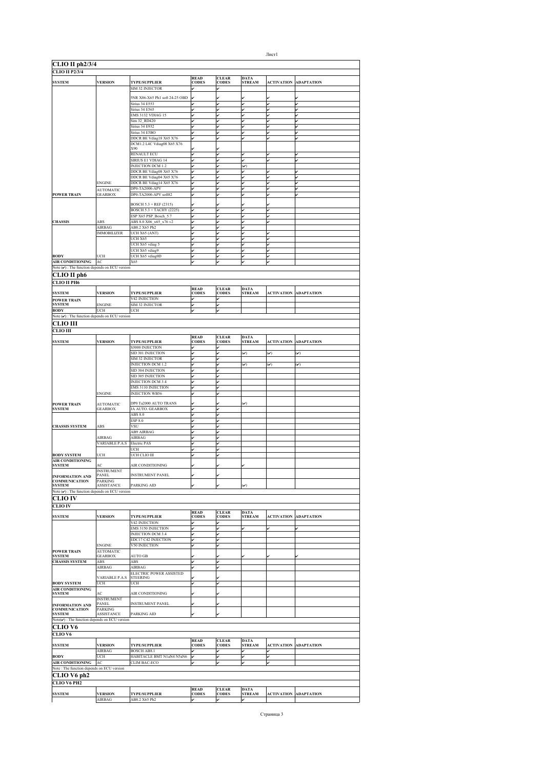## CLIO II ph2/3/4

### CLIO II P2/3/4

| SYSTEM | VERSION | TYPE/SUPPLIER | READ CODES | CLEAR CODES | DATA STREAM | ACTIVATION | ADAPTATION |
|---|---|---|---|---|---|---|---|
| | | SIM 32 INJECTOR | ✔ | ✔ | | | |
| | | 5NR X06-X65 Ph1 soft 24-25 OBD | ✔ | ✔ | ✔ | ✔ | ✔ |
| | | Sirius 34 E553 | ✔ | ✔ | ✔ | ✔ | ✔ |
| | | Sirius 34 E565 | ✔ | ✔ | ✔ | ✔ | ✔ |
| | | EMS 3132 VDIAG 15 | ✔ | ✔ | ✔ | ✔ | ✔ |
| | | Sim 32_RD420 | ✔ | ✔ | ✔ | ✔ | ✔ |
| | | Sirius 34 E932 | ✔ | ✔ | ✔ | ✔ | ✔ |
| | | Sirius 34 E5BO | ✔ | ✔ | ✔ | ✔ | ✔ |
| | | DDCR BE Vdiag18 X65 X76 | ✔ | ✔ | ✔ | ✔ | ✔ |
| | | DCM1.2 L4C Vdiag08 X65 X76 X90 | ✔ | ✔ | | | |
| | | RENAULT ECU | ✔ | ✔ | ✔ | ✔ | ✔ |
| | | SIRIUS E1 VDIAG 14 | ✔ | ✔ | ✔ | ✔ | ✔ |
| | | INJECTION DCM 1.2 | ✔ | ✔ | (✔) | | |
| | | DDCR BE Vdiag08 X65 X76 | ✔ | ✔ | ✔ | ✔ | ✔ |
| | | DDCR BE Vdiag04 X65 X76 | ✔ | ✔ | ✔ | ✔ | ✔ |
| | ENGINE | DDCR BE Vdiag14 X65 X76 | ✔ | ✔ | ✔ | ✔ | ✔ |
| | AUTOMATIC | DP0-TA2000-APV | ✔ | ✔ | ✔ | ✔ | ✔ |
| POWER TRAIN | GEARBOX | DP0-TA2000-APV soft82 | ✔ | ✔ | ✔ | ✔ | ✔ |
| | | BOSCH 5.3 + REF (2315) | ✔ | ✔ | ✔ | ✔ | |
| | | BOSCH 5.3 + TACHY (2225) | ✔ | ✔ | ✔ | ✔ | |
| | | ESP X65 PSP_Bosch_5.7 | ✔ | ✔ | ✔ | ✔ | |
| CHASSIS | ABS | ABS 8.0 X06_x65_x76 v2 | ✔ | ✔ | ✔ | ✔ | |
| | AIRBAG | AB8.2 X65 Ph2 | ✔ | ✔ | ✔ | | |
| | IMMOBILIZER | UCH X65 (ANT) | ✔ | ✔ | ✔ | ✔ | |
| | | UCH X65 | ✔ | ✔ | ✔ | ✔ | |
| | | UCH X65 vdiag 5 | ✔ | ✔ | ✔ | ✔ | |
| | | UCH X65 vdiag9 | ✔ | ✔ | ✔ | ✔ | |
| BODY | UCH | UCH X65 vdiag0D | ✔ | ✔ | ✔ | ✔ | |
| AIR CONDITIONING | AC | X65 | ✔ | ✔ | ✔ | ✔ | |

Note (✔) : The function depends on ECU version

## CLIO II ph6

### CLIO II PH6

| SYSTEM | VERSION | TYPE/SUPPLIER | READ CODES | CLEAR CODES | DATA STREAM | ACTIVATION | ADAPTATION |
|---|---|---|---|---|---|---|---|
| POWER TRAIN | | V42 INJECTION | ✔ | ✔ | | | |
| SYSTEM | ENGINE | SIM 32 INJECTOR | ✔ | ✔ | | | |
| BODY | UCH | UCH | ✔ | ✔ | | | |

Note (✔) : The function depends on ECU version

## CLIO III

### CLIO III

| SYSTEM | VERSION | TYPE/SUPPLIER | READ CODES | CLEAR CODES | DATA STREAM | ACTIVATION | ADAPTATION |
|---|---|---|---|---|---|---|---|
| | | S3000 INJECTION | ✔ | ✔ | | | |
| | | SID 301 INJECTION | ✔ | ✔ | (✔) | (✔) | (✔) |
| | | SIM 32 INJECTOR | ✔ | ✔ | | | |
| | | INJECTION DCM 1.2 | ✔ | ✔ | (✔) | (✔) | (✔) |
| | | SID 304 INJECTION | ✔ | ✔ | | | |
| | | SID 305 INJECTION | ✔ | ✔ | | | |
| | | INJECTION DCM 3.4 | ✔ | ✔ | | | |
| | | EMS 3110 INJECTION | ✔ | ✔ | | | |
| | ENGINE | INJECTION WB56 | ✔ | ✔ | | | |
| POWER TRAIN | AUTOMATIC | DP0 Ta2000 AUTO TRANS | ✔ | ✔ | (✔) | | |
| SYSTEM | GEARBOX | JA AUTO. GEARBOX | ✔ | ✔ | | | |
| | | ABS 8.0 | ✔ | ✔ | | | |
| | | ESP 8.0 | ✔ | ✔ | | | |
| CHASSIS SYSTEM | ABS | VSU | ✔ | ✔ | | | |
| | | AB9 AIRBAG | ✔ | ✔ | | | |
| | AIRBAG | AIRBAG | ✔ | ✔ | | | |
| | VARIABLE P.A.S | Electric PAS | ✔ | ✔ | | | |
| | | UCH | ✔ | ✔ | | | |
| BODY SYSTEM | UCH | UCH CLIO III | ✔ | ✔ | | | |
| AIR CONDITIONING SYSTEM | AC | AIR CONDITIONING | ✔ | ✔ | ✔ | | |
| INFORMATION AND | INSTRUMENT PANEL | INSTRUMENT PANEL | ✔ | ✔ | | | |
| COMMUNICATION SYSTEM | PARKING ASSISTANCE | PARKING AID | ✔ | ✔ | (✔) | | |

Note (✔) : The function depends on ECU version

## CLIO IV

### CLIO IV

| SYSTEM | VERSION | TYPE/SUPPLIER | READ CODES | CLEAR CODES | DATA STREAM | ACTIVATION | ADAPTATION |
|---|---|---|---|---|---|---|---|
| | | V42 INJECTION | ✔ | ✔ | | | |
| | | EMS 3150 INJECTION | ✔ | ✔ | ✔ | ✔ | ✔ |
| | | INJECTION DCM 3.4 | ✔ | ✔ | | | |
| | | EDC17 C42 INJECTION | ✔ | ✔ | | | |
| | ENGINE | V50 INJECTION | ✔ | ✔ | | | |
| POWER TRAIN SYSTEM | AUTOMATIC GEARBOX | AUTO GB | ✔ | ✔ | ✔ | ✔ | ✔ |
| CHASSIS SYSTEM | ABS | ABS | ✔ | ✔ | | | |
| | AIRBAG | AIRBAG | ✔ | ✔ | | | |
| | VARIABLE P.A.S | ELECTRIC POWER ASSISTED STEERING | ✔ | ✔ | | | |
| BODY SYSTEM | UCH | UCH | ✔ | ✔ | | | |
| AIR CONDITIONING SYSTEM | AC | AIR CONDITIONING | ✔ | ✔ | | | |
| INFORMATION AND | INSTRUMENT PANEL | INSTRUMENT PANEL | ✔ | ✔ | | | |
| COMMUNICATION SYSTEM | PARKING ASSISTANCE | PARKING AID | ✔ | ✔ | | | |

Note(✔) : The function depends on ECU version

## CLIO V6

### CLIO V6

| SYSTEM | VERSION | TYPE/SUPPLIER | READ CODES | CLEAR CODES | DATA STREAM | ACTIVATION | ADAPTATION |
|---|---|---|---|---|---|---|---|
| | AIRBAG | BOSCH AB8.1 | ✔ | ✔ | ✔ | ✔ | |
| BODY | UCH | HABITACLE BMT N1aN4 N5aN6 | ✔ | ✔ | ✔ | ✔ | |
| AIR CONDITIONING | AC | CLIM BAC-ECO | ✔ | ✔ | ✔ | ✔ | |

Note : The function depends on ECU version

## CLIO V6 ph2

### CLIO V6 PH2

| SYSTEM | VERSION | TYPE/SUPPLIER | READ CODES | CLEAR CODES | DATA STREAM | ACTIVATION | ADAPTATION |
|---|---|---|---|---|---|---|---|
| | AIRBAG | AB8.2 X65 Ph2 | ✔ | ✔ | ✔ | | |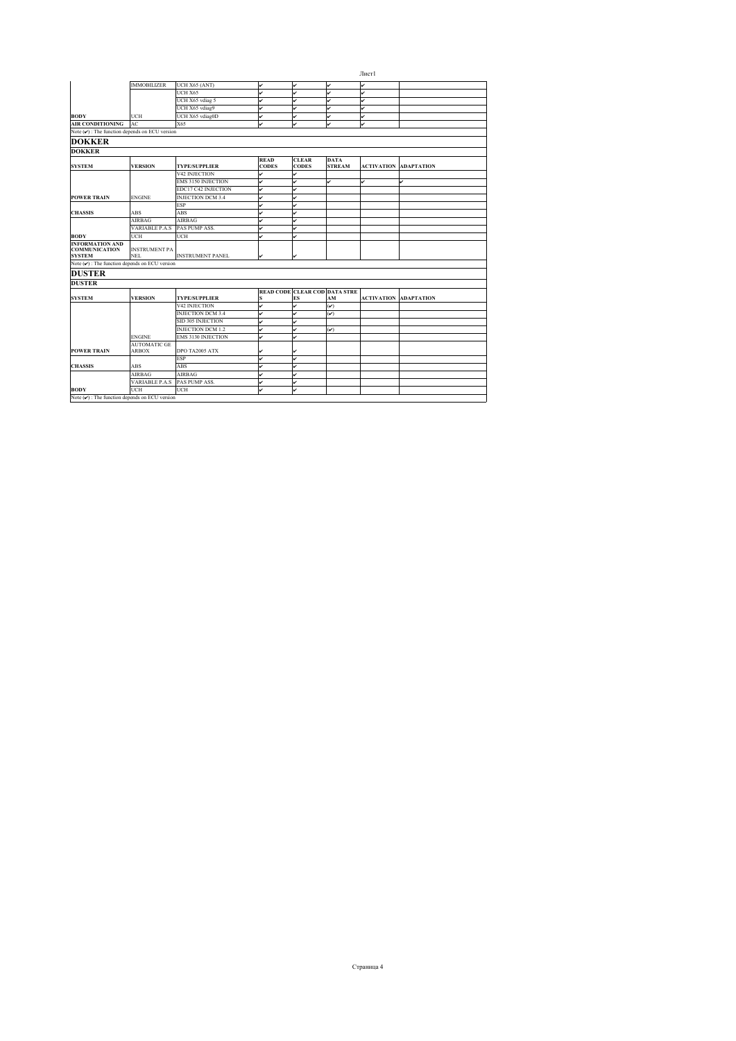| | | | | | | | |
|---|---|---|---|---|---|---|---|
| | IMMOBILIZER | UCH X65 (ANT) | ✔ | ✔ | ✔ | ✔ | |
| | | UCH X65 | ✔ | ✔ | ✔ | ✔ | |
| | | UCH X65 vdiag 5 | ✔ | ✔ | ✔ | ✔ | |
| | | UCH X65 vdiag9 | ✔ | ✔ | ✔ | ✔ | |
| **BODY** | UCH | UCH X65 vdiag0D | ✔ | ✔ | ✔ | ✔ | |
| **AIR CONDITIONING** | AC | X65 | ✔ | ✔ | ✔ | ✔ | |

Note (✔) : The function depends on ECU version

## DOKKER

### DOKKER

| SYSTEM | VERSION | TYPE/SUPPLIER | READ CODES | CLEAR CODES | DATA STREAM | ACTIVATION | ADAPTATION |
|---|---|---|---|---|---|---|---|
| | | V42 INJECTION | ✔ | ✔ | | | |
| | | EMS 3150 INJECTION | ✔ | ✔ | ✔ | ✔ | ✔ |
| | | EDC17 C42 INJECTION | ✔ | ✔ | | | |
| **POWER TRAIN** | ENGINE | INJECTION DCM 3.4 | ✔ | ✔ | | | |
| | | ESP | ✔ | ✔ | | | |
| **CHASSIS** | ABS | ABS | ✔ | ✔ | | | |
| | AIRBAG | AIRBAG | ✔ | ✔ | | | |
| | VARIABLE P.A.S | PAS PUMP ASS. | ✔ | ✔ | | | |
| **BODY** | UCH | UCH | ✔ | ✔ | | | |
| **INFORMATION AND COMMUNICATION SYSTEM** | INSTRUMENT PANEL | INSTRUMENT PANEL | ✔ | ✔ | | | |

Note (✔) : The function depends on ECU version

## DUSTER

### DUSTER

| SYSTEM | VERSION | TYPE/SUPPLIER | READ CODES | CLEAR CODES | DATA STREAM | ACTIVATION | ADAPTATION |
|---|---|---|---|---|---|---|---|
| | | V42 INJECTION | ✔ | ✔ | (✔) | | |
| | | INJECTION DCM 3.4 | ✔ | ✔ | (✔) | | |
| | | SID 305 INJECTION | ✔ | ✔ | | | |
| | | INJECTION DCM 1.2 | ✔ | ✔ | (✔) | | |
| | ENGINE | EMS 3130 INJECTION | ✔ | ✔ | | | |
| **POWER TRAIN** | AUTOMATIC GEARBOX | DPO TA2005 ATX | ✔ | ✔ | | | |
| | | ESP | ✔ | ✔ | | | |
| **CHASSIS** | ABS | ABS | ✔ | ✔ | | | |
| | AIRBAG | AIRBAG | ✔ | ✔ | | | |
| | VARIABLE P.A.S | PAS PUMP ASS. | ✔ | ✔ | | | |
| **BODY** | UCH | UCH | ✔ | ✔ | | | |

Note (✔) : The function depends on ECU version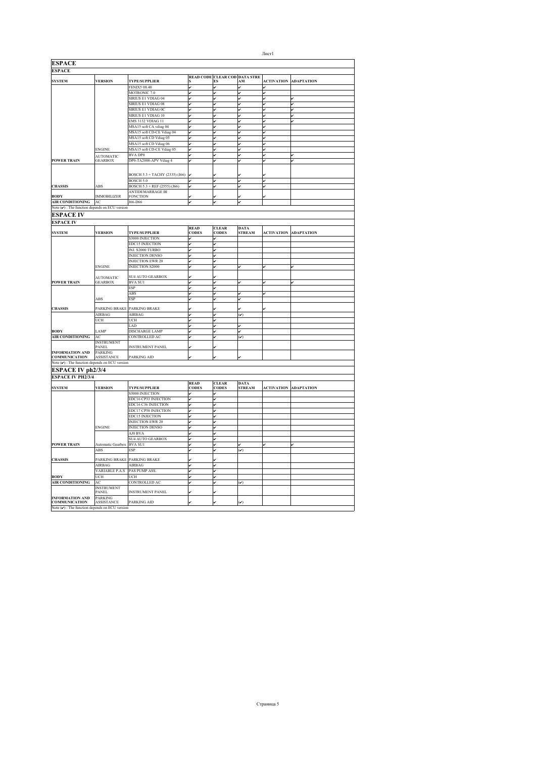# ESPACE

## ESPACE

| SYSTEM | VERSION | TYPE/SUPPLIER | READ CODES | CLEAR CODES | DATA STREAM | ACTIVATION | ADAPTATION |
|---|---|---|---|---|---|---|---|
| | | FENIX5 08.40 | ✔ | ✔ | ✔ | ✔ | |
| | | MOTRONIC 7.0 | ✔ | ✔ | ✔ | ✔ | |
| | | SIRIUS E1 VDIAG 04 | ✔ | ✔ | ✔ | ✔ | ✔ |
| | | SIRIUS E1 VDIAG 08 | ✔ | ✔ | ✔ | ✔ | ✔ |
| | | SIRIUS E1 VDIAG 0C | ✔ | ✔ | ✔ | ✔ | ✔ |
| | | SIRIUS E1 VDIAG 10 | ✔ | ✔ | ✔ | ✔ | ✔ |
| | | EMS 3132 VDIAG 11 | ✔ | ✔ | ✔ | ✔ | ✔ |
| | | MSA15 soft CA vdiag 04 | ✔ | ✔ | ✔ | ✔ | |
| | | MSA15 soft CD-CE Vdiag 04 | ✔ | ✔ | ✔ | ✔ | |
| | | MSA15 soft CD Vdiag 05 | ✔ | ✔ | ✔ | ✔ | |
| | | MSA15 soft CD Vdiag 06 | ✔ | ✔ | ✔ | ✔ | |
| | ENGINE | MSA15 soft CD-CE Vdiag 05 | ✔ | ✔ | ✔ | ✔ | |
| | AUTOMATIC GEARBOX | BVA DP0 | ✔ | ✔ | ✔ | ✔ | ✔ |
| POWER TRAIN | | DP0-TA2000-APV Vdiag 4 | ✔ | ✔ | ✔ | ✔ | ✔ |
| | | BOSCH 5.3 + TACHY (2335) (J66) | ✔ | ✔ | ✔ | ✔ | |
| | | BOSCH 5.0 | ✔ | ✔ | ✔ | ✔ | |
| CHASSIS | ABS | BOSCH 5.3 + REF (2555) (J66) | ✔ | ✔ | ✔ | ✔ | |
| BODY | IMMOBILIZER | ANTIDEMARRAGE BI FONCTION | ✔ | ✔ | ✔ | ✔ | |
| AIR CONDITIONING | AC | J66-D66 | ✔ | ✔ | ✔ | | |

Note (✔) : The function depends on ECU version

# ESPACE IV

## ESPACE IV

| SYSTEM | VERSION | TYPE/SUPPLIER | READ CODES | CLEAR CODES | DATA STREAM | ACTIVATION | ADAPTATION |
|---|---|---|---|---|---|---|---|
| | | S3000 INJECTION | ✔ | ✔ | | | |
| | | EDC15 INJECTION | ✔ | ✔ | | | |
| | | INJ. S2000 TURBO | ✔ | ✔ | | | |
| | | INJECTION DENSO | ✔ | ✔ | | | |
| | | INJECTION EWR 20 | ✔ | ✔ | | | |
| | ENGINE | INJECTION S2000 | ✔ | ✔ | ✔ | ✔ | ✔ |
| | AUTOMATIC GEARBOX | SU4 AUTO GEARBOX | ✔ | ✔ | | | |
| POWER TRAIN | | BVA SU1 | ✔ | ✔ | ✔ | ✔ | ✔ |
| | | ESP | ✔ | ✔ | | | |
| | | ABS | ✔ | ✔ | ✔ | ✔ | |
| | ABS | ESP | ✔ | ✔ | ✔ | | |
| CHASSIS | PARKING BRAKE | PARKING BRAKE | ✔ | ✔ | ✔ | ✔ | |
| | AIRBAG | AIRBAG | ✔ | ✔ | (✔) | | |
| | UCH | UCH | ✔ | ✔ | | | |
| | | LAD | ✔ | ✔ | ✔ | | |
| BODY | LAMP | DISCHARGE LAMP | ✔ | ✔ | ✔ | | |
| AIR CONDITIONING | AC | CONTROLLED AC | ✔ | ✔ | (✔) | | |
| | INSTRUMENT PANEL | INSTRUMENT PANEL | ✔ | ✔ | | | |
| INFORMATION AND COMMUNICATION | PARKING ASSISTANCE | PARKING AID | ✔ | ✔ | ✔ | | |

Note (✔) : The function depends on ECU version

# ESPACE IV ph2/3/4

## ESPACE IV PH2/3/4

| SYSTEM | VERSION | TYPE/SUPPLIER | READ CODES | CLEAR CODES | DATA STREAM | ACTIVATION | ADAPTATION |
|---|---|---|---|---|---|---|---|
| | | S3000 INJECTION | ✔ | ✔ | | | |
| | | EDC16 CP33 INJECTION | ✔ | ✔ | | | |
| | | EDC16 C36 INJECTION | ✔ | ✔ | | | |
| | | EDC17 CP58 INJECTION | ✔ | ✔ | | | |
| | | EDC15 INJECTION | ✔ | ✔ | | | |
| | | INJECTION EWR 20 | ✔ | ✔ | | | |
| | ENGINE | INJECTION DENSO | ✔ | ✔ | | | |
| | | AJ0 BVA | ✔ | ✔ | | | |
| | | SU4 AUTO GEARBOX | ✔ | ✔ | | | |
| POWER TRAIN | Automatic Gearbox | BVA SU1 | ✔ | ✔ | ✔ | ✔ | ✔ |
| | ABS | ESP | ✔ | ✔ | (✔) | | |
| CHASSIS | PARKING BRAKE | PARKING BRAKE | ✔ | ✔ | | | |
| | AIRBAG | AIRBAG | ✔ | ✔ | | | |
| | VARIABLE P.A.S | PAS PUMP ASS. | ✔ | ✔ | | | |
| BODY | UCH | UCH | ✔ | ✔ | | | |
| AIR CONDITIONING | AC | CONTROLLED AC | ✔ | ✔ | (✔) | | |
| | INSTRUMENT PANEL | INSTRUMENT PANEL | ✔ | ✔ | | | |
| INFORMATION AND COMMUNICATION | PARKING ASSISTANCE | PARKING AID | ✔ | ✔ | (✔) | | |

Note (✔) : The function depends on ECU version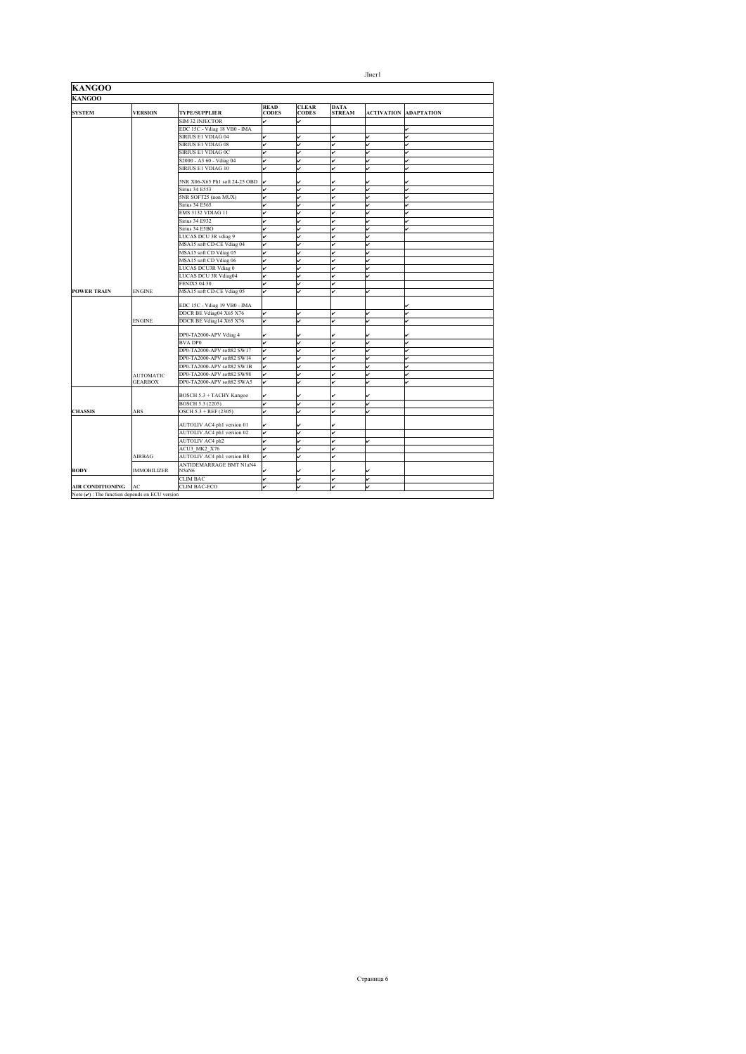# KANGOO

## KANGOO

| SYSTEM | VERSION | TYPE/SUPPLIER | READ CODES | CLEAR CODES | DATA STREAM | ACTIVATION | ADAPTATION |
|---|---|---|---|---|---|---|---|
| POWER TRAIN | ENGINE | SIM 32 INJECTOR | ✔ | ✔ | | | |
| | | EDC 15C - Vdiag 18 VB0 - IMA | | | | | ✔ |
| | | SIRIUS E1 VDIAG 04 | ✔ | ✔ | ✔ | ✔ | ✔ |
| | | SIRIUS E1 VDIAG 08 | ✔ | ✔ | ✔ | ✔ | ✔ |
| | | SIRIUS E1 VDIAG 0C | ✔ | ✔ | ✔ | ✔ | ✔ |
| | | S2000 - A3 60 - Vdiag 04 | ✔ | ✔ | ✔ | ✔ | ✔ |
| | | SIRIUS E1 VDIAG 10 | ✔ | ✔ | ✔ | ✔ | ✔ |
| | | 5NR X06-X65 Ph1 soft 24-25 OBD | ✔ | ✔ | ✔ | ✔ | ✔ |
| | | Sirius 34 E553 | ✔ | ✔ | ✔ | ✔ | ✔ |
| | | 5NR SOFT25 (non MUX) | ✔ | ✔ | ✔ | ✔ | ✔ |
| | | Sirius 34 E565 | ✔ | ✔ | ✔ | ✔ | ✔ |
| | | EMS 3132 VDIAG 11 | ✔ | ✔ | ✔ | ✔ | ✔ |
| | | Sirius 34 E932 | ✔ | ✔ | ✔ | ✔ | ✔ |
| | | Sirius 34 E5BO | ✔ | ✔ | ✔ | ✔ | ✔ |
| | | LUCAS DCU 3R vdiag 9 | ✔ | ✔ | ✔ | ✔ | |
| | | MSA15 soft CD-CE Vdiag 04 | ✔ | ✔ | ✔ | ✔ | |
| | | MSA15 soft CD Vdiag 05 | ✔ | ✔ | ✔ | ✔ | |
| | | MSA15 soft CD Vdiag 06 | ✔ | ✔ | ✔ | ✔ | |
| | | LUCAS DCU3R Vdiag 0 | ✔ | ✔ | ✔ | ✔ | |
| | | LUCAS DCU 3R Vdiag04 | ✔ | ✔ | ✔ | ✔ | |
| | | FENIX5 04.30 | ✔ | ✔ | ✔ | | |
| | | MSA15 soft CD-CE Vdiag 05 | ✔ | ✔ | ✔ | ✔ | |
| | ENGINE | EDC 15C - Vdiag 19 VB0 - IMA | | | | | ✔ |
| | | DDCR BE Vdiag04 X65 X76 | ✔ | ✔ | ✔ | ✔ | ✔ |
| | | DDCR BE Vdiag14 X65 X76 | ✔ | ✔ | ✔ | ✔ | ✔ |
| | AUTOMATIC GEARBOX | DP0-TA2000-APV Vdiag 4 | ✔ | ✔ | ✔ | ✔ | ✔ |
| | | BVA DP0 | ✔ | ✔ | ✔ | ✔ | ✔ |
| | | DP0-TA2000-APV soft82 SW17 | ✔ | ✔ | ✔ | ✔ | ✔ |
| | | DP0-TA2000-APV soft82 SW14 | ✔ | ✔ | ✔ | ✔ | ✔ |
| | | DP0-TA2000-APV soft82 SW1B | ✔ | ✔ | ✔ | ✔ | ✔ |
| | | DP0-TA2000-APV soft82 SW98 | ✔ | ✔ | ✔ | ✔ | ✔ |
| | | DP0-TA2000-APV soft82 SWA5 | ✔ | ✔ | ✔ | ✔ | ✔ |
| CHASSIS | ABS | BOSCH 5.3 + TACHY Kangoo | ✔ | ✔ | ✔ | ✔ | |
| | | BOSCH 5.3 (2205) | ✔ | ✔ | ✔ | ✔ | |
| | | OSCH 5.3 + REF (2305) | ✔ | ✔ | ✔ | ✔ | |
| | AIRBAG | AUTOLIV AC4 ph1 version 01 | ✔ | ✔ | ✔ | | |
| | | AUTOLIV AC4 ph1 version 02 | ✔ | ✔ | ✔ | | |
| | | AUTOLIV AC4 ph2 | ✔ | ✔ | ✔ | ✔ | |
| | | ACU3_MK2_X76 | ✔ | ✔ | ✔ | | |
| | | AUTOLIV AC4 ph1 version B8 | ✔ | ✔ | ✔ | | |
| BODY | IMMOBILIZER | ANTIDEMARRAGE BMT N1aN4 N5aN6 | ✔ | ✔ | ✔ | ✔ | |
| AIR CONDITIONING | AC | CLIM BAC | ✔ | ✔ | ✔ | ✔ | |
| | | CLIM BAC-ECO | ✔ | ✔ | ✔ | ✔ | |

Note (✔) : The function depends on ECU version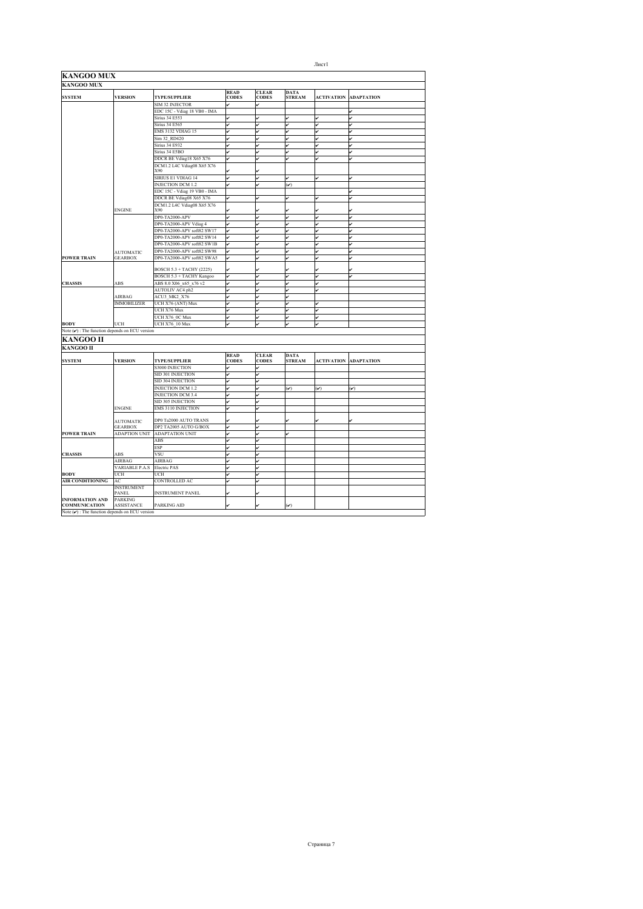## KANGOO MUX

| SYSTEM | VERSION | TYPE/SUPPLIER | READ CODES | CLEAR CODES | DATA STREAM | ACTIVATION | ADAPTATION |
|---|---|---|---|---|---|---|---|
| POWER TRAIN | ENGINE | SIM 32 INJECTOR | ✔ | ✔ | | | |
| | | EDC 15C - Vdiag 18 VB0 - IMA | | | | | ✔ |
| | | Sirius 34 E553 | ✔ | ✔ | ✔ | ✔ | ✔ |
| | | Sirius 34 E565 | ✔ | ✔ | ✔ | ✔ | ✔ |
| | | EMS 3132 VDIAG 15 | ✔ | ✔ | ✔ | ✔ | ✔ |
| | | Sim 32_RD420 | ✔ | ✔ | ✔ | ✔ | ✔ |
| | | Sirius 34 E932 | ✔ | ✔ | ✔ | ✔ | ✔ |
| | | Sirius 34 E5BO | ✔ | ✔ | ✔ | ✔ | ✔ |
| | | DDCR BE Vdiag18 X65 X76 | ✔ | ✔ | ✔ | ✔ | ✔ |
| | | DCM1.2 L4C Vdiag08 X65 X76 X90 | ✔ | ✔ | | | |
| | | SIRIUS E1 VDIAG 14 | ✔ | ✔ | ✔ | ✔ | ✔ |
| | | INJECTION DCM 1.2 | ✔ | ✔ | (✔) | | |
| | | EDC 15C - Vdiag 19 VB0 - IMA | | | | | ✔ |
| | | DDCR BE Vdiag08 X65 X76 | ✔ | ✔ | ✔ | ✔ | ✔ |
| | | DCM1.2 L4C Vdiag08 X65 X76 X90 | ✔ | ✔ | ✔ | ✔ | ✔ |
| | AUTOMATIC GEARBOX | DP0-TA2000-APV | ✔ | ✔ | ✔ | ✔ | ✔ |
| | | DP0-TA2000-APV Vdiag 4 | ✔ | ✔ | ✔ | ✔ | ✔ |
| | | DP0-TA2000-APV soft82 SW17 | ✔ | ✔ | ✔ | ✔ | ✔ |
| | | DP0-TA2000-APV soft82 SW14 | ✔ | ✔ | ✔ | ✔ | ✔ |
| | | DP0-TA2000-APV soft82 SW1B | ✔ | ✔ | ✔ | ✔ | ✔ |
| | | DP0-TA2000-APV soft82 SW98 | ✔ | ✔ | ✔ | ✔ | ✔ |
| | | DP0-TA2000-APV soft82 SWA5 | ✔ | ✔ | ✔ | ✔ | ✔ |
| CHASSIS | ABS | BOSCH 5.3 + TACHY (2225) | ✔ | ✔ | ✔ | ✔ | ✔ |
| | | BOSCH 5.3 + TACHY Kangoo | ✔ | ✔ | ✔ | ✔ | ✔ |
| | | ABS 8.0 X06_x65_x76 v2 | ✔ | ✔ | ✔ | ✔ | |
| BODY | AIRBAG | AUTOLIV AC4 ph2 | ✔ | ✔ | ✔ | ✔ | |
| | | ACU3_MK2_X76 | ✔ | ✔ | ✔ | | |
| | IMMOBILIZER | UCH X76 (ANT) Mux | ✔ | ✔ | ✔ | ✔ | |
| | UCH | UCH X76 Mux | ✔ | ✔ | ✔ | ✔ | |
| | | UCH X76_0C Mux | ✔ | ✔ | ✔ | ✔ | |
| | | UCH X76_10 Mux | ✔ | ✔ | ✔ | ✔ | |

Note (✔) : The function depends on ECU version

## KANGOO II

| SYSTEM | VERSION | TYPE/SUPPLIER | READ CODES | CLEAR CODES | DATA STREAM | ACTIVATION | ADAPTATION |
|---|---|---|---|---|---|---|---|
| POWER TRAIN | ENGINE | S3000 INJECTION | ✔ | ✔ | | | |
| | | SID 301 INJECTION | ✔ | ✔ | | | |
| | | SID 304 INJECTION | ✔ | ✔ | | | |
| | | INJECTION DCM 1.2 | ✔ | ✔ | (✔) | (✔) | (✔) |
| | | INJECTION DCM 3.4 | ✔ | ✔ | | | |
| | | SID 305 INJECTION | ✔ | ✔ | | | |
| | | EMS 3110 INJECTION | ✔ | ✔ | | | |
| | AUTOMATIC GEARBOX | DP0 Ta2000 AUTO TRANS | ✔ | ✔ | ✔ | ✔ | ✔ |
| | | DP2 TA2005 AUTO G/BOX | ✔ | ✔ | | | |
| | ADAPTION UNIT | ADAPTATION UNIT | ✔ | ✔ | ✔ | | |
| CHASSIS | ABS | ABS | ✔ | ✔ | | | |
| | | ESP | ✔ | ✔ | | | |
| | | VSU | ✔ | ✔ | | | |
| | AIRBAG | AIRBAG | ✔ | ✔ | | | |
| | VARIABLE P.A.S | Electric PAS | ✔ | ✔ | | | |
| BODY | UCH | UCH | ✔ | ✔ | | | |
| AIR CONDITIONING | AC | CONTROLLED AC | ✔ | ✔ | | | |
| INFORMATION AND COMMUNICATION | INSTRUMENT PANEL | INSTRUMENT PANEL | ✔ | ✔ | | | |
| | PARKING ASSISTANCE | PARKING AID | ✔ | ✔ | (✔) | | |

Note (✔) : The function depends on ECU version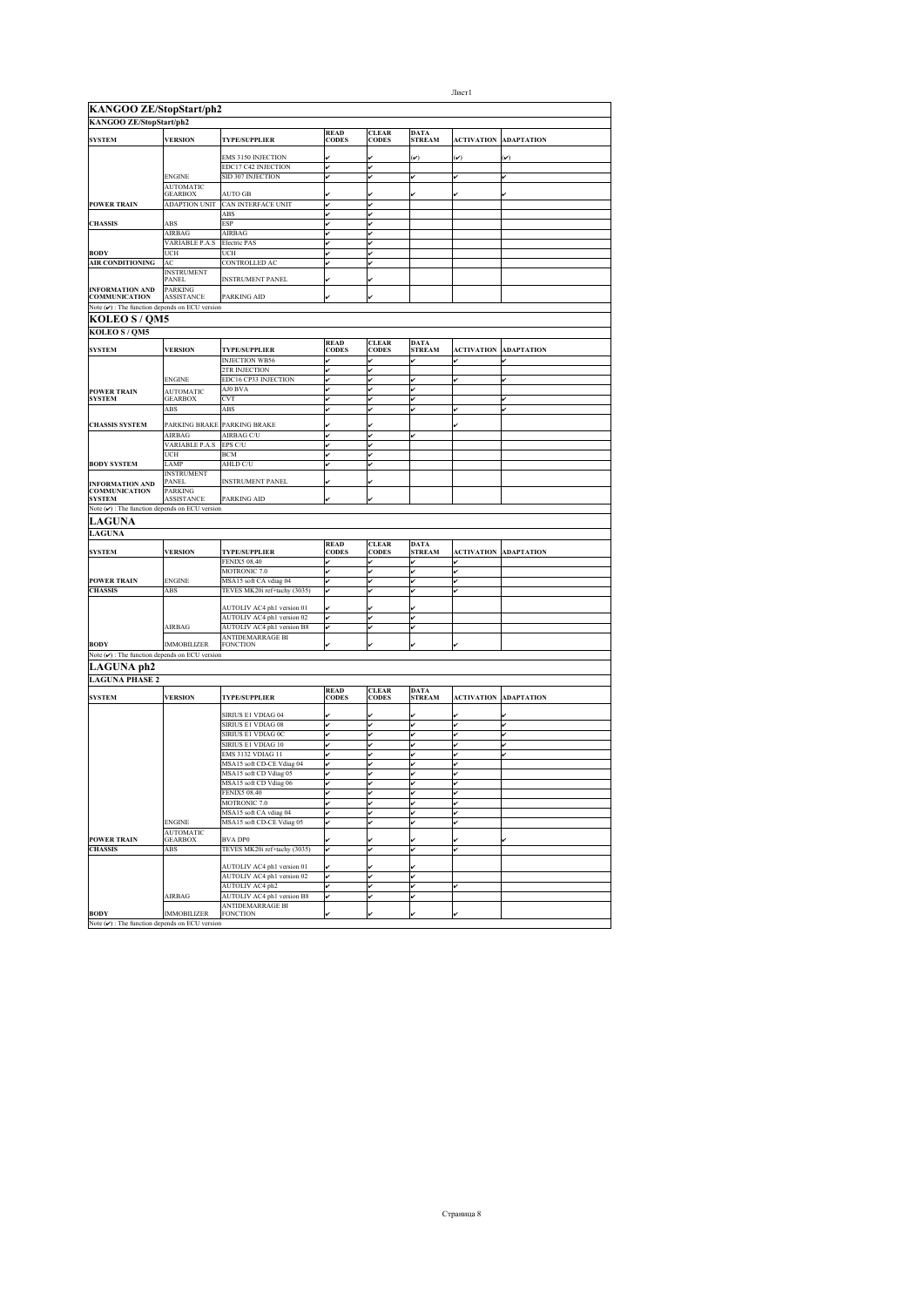## KANGOO ZE/StopStart/ph2

| KANGOO ZE/StopStart/ph2 | | | | | | | |
|---|---|---|---|---|---|---|---|
| **SYSTEM** | **VERSION** | **TYPE/SUPPLIER** | **READ CODES** | **CLEAR CODES** | **DATA STREAM** | **ACTIVATION** | **ADAPTATION** |
| | | EMS 3150 INJECTION | ✔ | ✔ | (✔) | (✔) | (✔) |
| | | EDC17 C42 INJECTION | ✔ | ✔ | | | |
| | ENGINE | SID 307 INJECTION | ✔ | ✔ | ✔ | ✔ | ✔ |
| | AUTOMATIC GEARBOX | AUTO GB | ✔ | ✔ | ✔ | ✔ | ✔ |
| **POWER TRAIN** | ADAPTION UNIT | CAN INTERFACE UNIT | ✔ | ✔ | | | |
| | | ABS | ✔ | ✔ | | | |
| **CHASSIS** | ABS | ESP | ✔ | ✔ | | | |
| | AIRBAG | AIRBAG | ✔ | ✔ | | | |
| | VARIABLE P.A.S | Electric PAS | ✔ | ✔ | | | |
| **BODY** | UCH | UCH | ✔ | ✔ | | | |
| **AIR CONDITIONING** | AC | CONTROLLED AC | ✔ | ✔ | | | |
| | INSTRUMENT PANEL | INSTRUMENT PANEL | ✔ | ✔ | | | |
| **INFORMATION AND COMMUNICATION** | PARKING ASSISTANCE | PARKING AID | ✔ | ✔ | | | |

Note (✔) : The function depends on ECU version

## KOLEO S / QM5

| KOLEO S / QM5 | | | | | | | |
|---|---|---|---|---|---|---|---|
| **SYSTEM** | **VERSION** | **TYPE/SUPPLIER** | **READ CODES** | **CLEAR CODES** | **DATA STREAM** | **ACTIVATION** | **ADAPTATION** |
| | | INJECTION WB56 | ✔ | ✔ | ✔ | ✔ | ✔ |
| | | 2TR INJECTION | ✔ | ✔ | | | |
| | ENGINE | EDC16 CP33 INJECTION | ✔ | ✔ | ✔ | ✔ | ✔ |
| **POWER TRAIN** | AUTOMATIC | AJ0 BVA | ✔ | ✔ | ✔ | | |
| **SYSTEM** | GEARBOX | CVT | ✔ | ✔ | ✔ | | ✔ |
| | ABS | ABS | ✔ | ✔ | ✔ | ✔ | ✔ |
| **CHASSIS SYSTEM** | PARKING BRAKE | PARKING BRAKE | ✔ | ✔ | | ✔ | |
| | AIRBAG | AIRBAG C/U | ✔ | ✔ | ✔ | | |
| | VARIABLE P.A.S | EPS C/U | ✔ | ✔ | | | |
| | UCH | BCM | ✔ | ✔ | | | |
| **BODY SYSTEM** | LAMP | AHLD C/U | ✔ | ✔ | | | |
| | INSTRUMENT PANEL | INSTRUMENT PANEL | ✔ | ✔ | | | |
| **INFORMATION AND COMMUNICATION SYSTEM** | PARKING ASSISTANCE | PARKING AID | ✔ | ✔ | | | |

Note (✔) : The function depends on ECU version

## LAGUNA

| LAGUNA | | | | | | | |
|---|---|---|---|---|---|---|---|
| **SYSTEM** | **VERSION** | **TYPE/SUPPLIER** | **READ CODES** | **CLEAR CODES** | **DATA STREAM** | **ACTIVATION** | **ADAPTATION** |
| | | FENIX5 08.40 | ✔ | ✔ | ✔ | ✔ | |
| | | MOTRONIC 7.0 | ✔ | ✔ | ✔ | ✔ | |
| **POWER TRAIN** | ENGINE | MSA15 soft CA vdiag 04 | ✔ | ✔ | ✔ | ✔ | |
| **CHASSIS** | ABS | TEVES MK20i ref+tachy (3035) | ✔ | ✔ | ✔ | ✔ | |
| | | AUTOLIV AC4 ph1 version 01 | ✔ | ✔ | ✔ | | |
| | | AUTOLIV AC4 ph1 version 02 | ✔ | ✔ | ✔ | | |
| | AIRBAG | AUTOLIV AC4 ph1 version B8 | ✔ | ✔ | ✔ | | |
| **BODY** | IMMOBILIZER | ANTIDEMARRAGE BI FONCTION | ✔ | ✔ | ✔ | ✔ | |

Note (✔) : The function depends on ECU version

## LAGUNA ph2

| LAGUNA PHASE 2 | | | | | | | |
|---|---|---|---|---|---|---|---|
| **SYSTEM** | **VERSION** | **TYPE/SUPPLIER** | **READ CODES** | **CLEAR CODES** | **DATA STREAM** | **ACTIVATION** | **ADAPTATION** |
| | | SIRIUS E1 VDIAG 04 | ✔ | ✔ | ✔ | ✔ | ✔ |
| | | SIRIUS E1 VDIAG 08 | ✔ | ✔ | ✔ | ✔ | ✔ |
| | | SIRIUS E1 VDIAG 0C | ✔ | ✔ | ✔ | ✔ | ✔ |
| | | SIRIUS E1 VDIAG 10 | ✔ | ✔ | ✔ | ✔ | ✔ |
| | | EMS 3132 VDIAG 11 | ✔ | ✔ | ✔ | ✔ | ✔ |
| | | MSA15 soft CD-CE Vdiag 04 | ✔ | ✔ | ✔ | ✔ | |
| | | MSA15 soft CD Vdiag 05 | ✔ | ✔ | ✔ | ✔ | |
| | | MSA15 soft CD Vdiag 06 | ✔ | ✔ | ✔ | ✔ | |
| | | FENIX5 08.40 | ✔ | ✔ | ✔ | ✔ | |
| | | MOTRONIC 7.0 | ✔ | ✔ | ✔ | ✔ | |
| | | MSA15 soft CA vdiag 04 | ✔ | ✔ | ✔ | ✔ | |
| | ENGINE | MSA15 soft CD-CE Vdiag 05 | ✔ | ✔ | ✔ | ✔ | |
| **POWER TRAIN** | AUTOMATIC GEARBOX | BVA DP0 | ✔ | ✔ | ✔ | ✔ | ✔ |
| **CHASSIS** | ABS | TEVES MK20i ref+tachy (3035) | ✔ | ✔ | ✔ | ✔ | |
| | | AUTOLIV AC4 ph1 version 01 | ✔ | ✔ | ✔ | | |
| | | AUTOLIV AC4 ph1 version 02 | ✔ | ✔ | ✔ | | |
| | | AUTOLIV AC4 ph2 | ✔ | ✔ | ✔ | ✔ | |
| | AIRBAG | AUTOLIV AC4 ph1 version B8 | ✔ | ✔ | ✔ | | |
| **BODY** | IMMOBILIZER | ANTIDEMARRAGE BI FONCTION | ✔ | ✔ | ✔ | ✔ | |

Note (✔) : The function depends on ECU version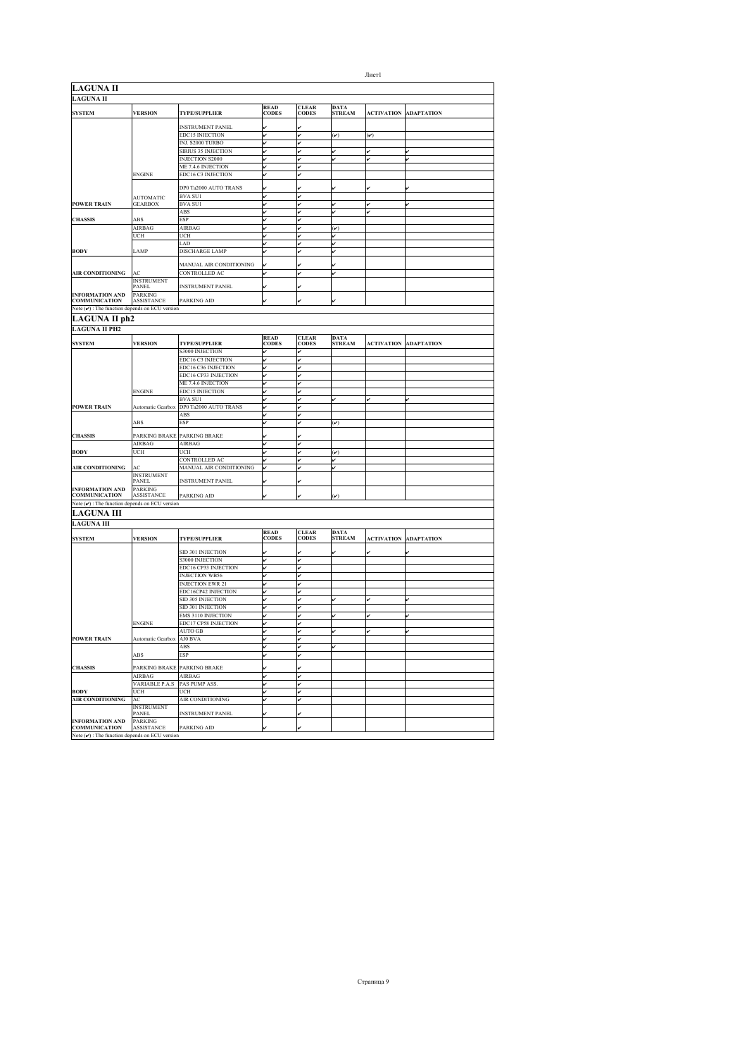## LAGUNA II

### LAGUNA II

| SYSTEM | VERSION | TYPE/SUPPLIER | READ CODES | CLEAR CODES | DATA STREAM | ACTIVATION | ADAPTATION |
|---|---|---|---|---|---|---|---|
| | | INSTRUMENT PANEL | ✔ | ✔ | | | |
| | | EDC15 INJECTION | ✔ | ✔ | (✔) | (✔) | |
| | | INJ. S2000 TURBO | ✔ | ✔ | | | |
| | | SIRIUS 35 INJECTION | ✔ | ✔ | ✔ | ✔ | ✔ |
| | | INJECTION S2000 | ✔ | ✔ | ✔ | ✔ | ✔ |
| | | ME 7.4.6 INJECTION | ✔ | ✔ | | | |
| | ENGINE | EDC16 C3 INJECTION | ✔ | ✔ | | | |
| | | DP0 Ta2000 AUTO TRANS | ✔ | ✔ | ✔ | ✔ | ✔ |
| | AUTOMATIC | BVA SU1 | ✔ | ✔ | | | |
| POWER TRAIN | GEARBOX | BVA SU1 | ✔ | ✔ | ✔ | ✔ | ✔ |
| | | ABS | ✔ | ✔ | ✔ | ✔ | |
| CHASSIS | ABS | ESP | ✔ | ✔ | | | |
| | AIRBAG | AIRBAG | ✔ | ✔ | (✔) | | |
| | UCH | UCH | ✔ | ✔ | ✔ | | |
| | | LAD | ✔ | ✔ | ✔ | | |
| BODY | LAMP | DISCHARGE LAMP | ✔ | ✔ | ✔ | | |
| | | MANUAL AIR CONDITIONING | ✔ | ✔ | ✔ | | |
| AIR CONDITIONING | AC | CONTROLLED AC | ✔ | ✔ | ✔ | | |
| | INSTRUMENT PANEL | INSTRUMENT PANEL | ✔ | ✔ | | | |
| INFORMATION AND COMMUNICATION | PARKING ASSISTANCE | PARKING AID | ✔ | ✔ | ✔ | | |

Note (✔) : The function depends on ECU version

## LAGUNA II ph2

### LAGUNA II PH2

| SYSTEM | VERSION | TYPE/SUPPLIER | READ CODES | CLEAR CODES | DATA STREAM | ACTIVATION | ADAPTATION |
|---|---|---|---|---|---|---|---|
| | | S3000 INJECTION | ✔ | ✔ | | | |
| | | EDC16 C3 INJECTION | ✔ | ✔ | | | |
| | | EDC16 C36 INJECTION | ✔ | ✔ | | | |
| | | EDC16 CP33 INJECTION | ✔ | ✔ | | | |
| | | ME 7.4.6 INJECTION | ✔ | ✔ | | | |
| | ENGINE | EDC15 INJECTION | ✔ | ✔ | | | |
| | | BVA SU1 | ✔ | ✔ | ✔ | ✔ | ✔ |
| POWER TRAIN | Automatic Gearbox | DP0 Ta2000 AUTO TRANS | ✔ | ✔ | | | |
| | | ABS | ✔ | ✔ | | | |
| | ABS | ESP | ✔ | ✔ | (✔) | | |
| CHASSIS | PARKING BRAKE | PARKING BRAKE | ✔ | ✔ | | | |
| | AIRBAG | AIRBAG | ✔ | ✔ | | | |
| BODY | UCH | UCH | ✔ | ✔ | (✔) | | |
| | | CONTROLLED AC | ✔ | ✔ | ✔ | | |
| AIR CONDITIONING | AC | MANUAL AIR CONDITIONING | ✔ | ✔ | ✔ | | |
| | INSTRUMENT PANEL | INSTRUMENT PANEL | ✔ | ✔ | | | |
| INFORMATION AND COMMUNICATION | PARKING ASSISTANCE | PARKING AID | ✔ | ✔ | (✔) | | |

Note (✔) : The function depends on ECU version

## LAGUNA III

### LAGUNA III

| SYSTEM | VERSION | TYPE/SUPPLIER | READ CODES | CLEAR CODES | DATA STREAM | ACTIVATION | ADAPTATION |
|---|---|---|---|---|---|---|---|
| | | SID 301 INJECTION | ✔ | ✔ | ✔ | ✔ | ✔ |
| | | S3000 INJECTION | ✔ | ✔ | | | |
| | | EDC16 CP33 INJECTION | ✔ | ✔ | | | |
| | | INJECTION WB56 | ✔ | ✔ | | | |
| | | INJECTION EWR 21 | ✔ | ✔ | | | |
| | | EDC16CP42 INJECTION | ✔ | ✔ | | | |
| | | SID 305 INJECTION | ✔ | ✔ | ✔ | ✔ | ✔ |
| | | SID 301 INJECTION | ✔ | ✔ | | | |
| | | EMS 3110 INJECTION | ✔ | ✔ | ✔ | ✔ | ✔ |
| | ENGINE | EDC17 CP58 INJECTION | ✔ | ✔ | | | |
| | | AUTO GB | ✔ | ✔ | ✔ | ✔ | ✔ |
| POWER TRAIN | Automatic Gearbox | AJ0 BVA | ✔ | ✔ | | | |
| | | ABS | ✔ | ✔ | ✔ | | |
| | ABS | ESP | ✔ | ✔ | | | |
| CHASSIS | PARKING BRAKE | PARKING BRAKE | ✔ | ✔ | | | |
| | AIRBAG | AIRBAG | ✔ | ✔ | | | |
| | VARIABLE P.A.S | PAS PUMP ASS. | ✔ | ✔ | | | |
| BODY | UCH | UCH | ✔ | ✔ | | | |
| AIR CONDITIONING | AC | AIR CONDITIONING | ✔ | ✔ | | | |
| | INSTRUMENT PANEL | INSTRUMENT PANEL | ✔ | ✔ | | | |
| INFORMATION AND COMMUNICATION | PARKING ASSISTANCE | PARKING AID | ✔ | ✔ | | | |

Note (✔) : The function depends on ECU version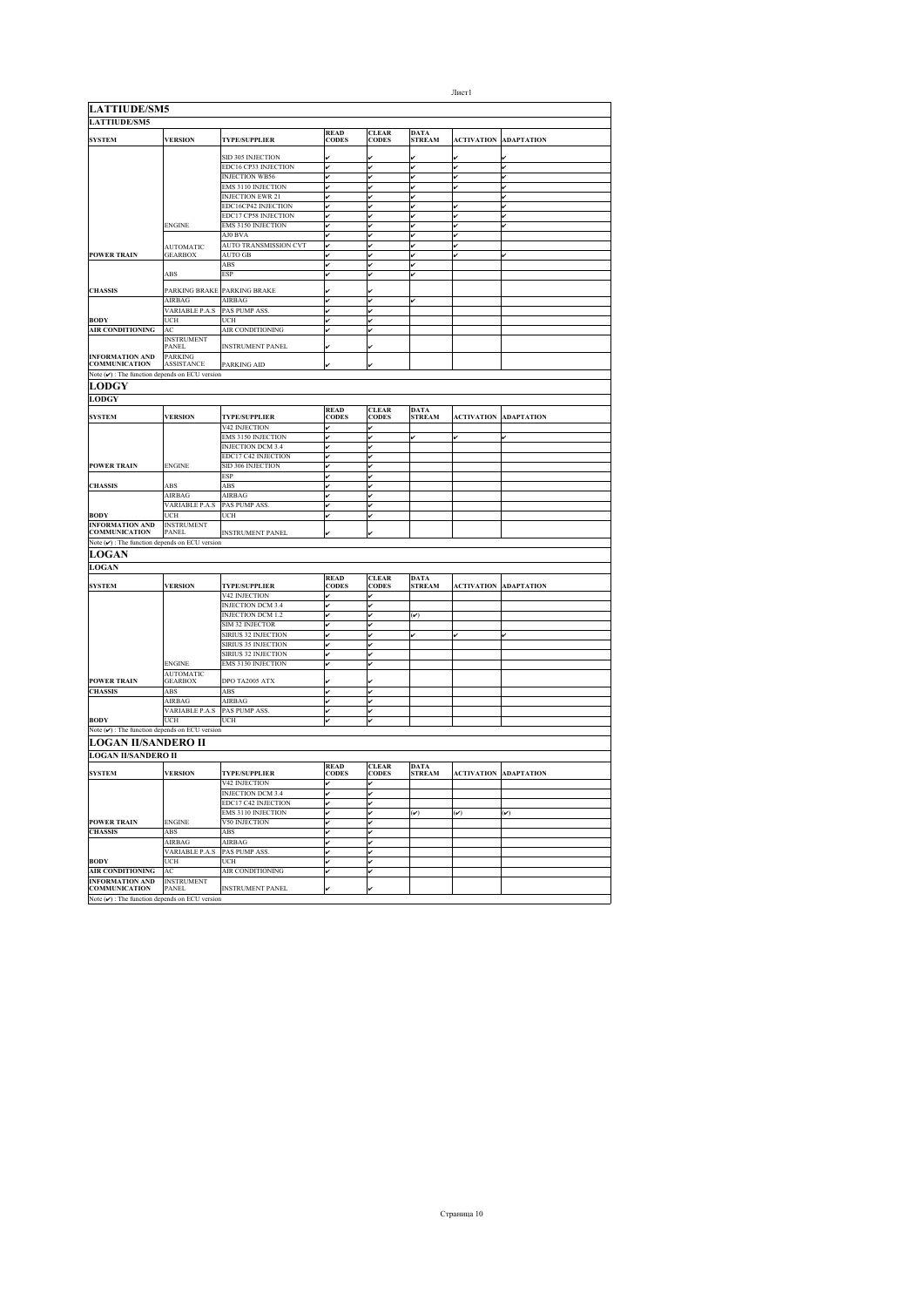## LATTIUDE/SM5

### LATTIUDE/SM5

| SYSTEM | VERSION | TYPE/SUPPLIER | READ CODES | CLEAR CODES | DATA STREAM | ACTIVATION | ADAPTATION |
|---|---|---|---|---|---|---|---|
| | | SID 305 INJECTION | ✔ | ✔ | ✔ | ✔ | ✔ |
| | | EDC16 CP33 INJECTION | ✔ | ✔ | ✔ | ✔ | ✔ |
| | | INJECTION WB56 | ✔ | ✔ | ✔ | ✔ | ✔ |
| | | EMS 3110 INJECTION | ✔ | ✔ | ✔ | ✔ | ✔ |
| | | INJECTION EWR 21 | ✔ | ✔ | ✔ | | ✔ |
| | | EDC16CP42 INJECTION | ✔ | ✔ | ✔ | ✔ | ✔ |
| | | EDC17 CP58 INJECTION | ✔ | ✔ | ✔ | ✔ | ✔ |
| | ENGINE | EMS 3150 INJECTION | ✔ | ✔ | ✔ | ✔ | ✔ |
| | | AJ0 BVA | ✔ | ✔ | ✔ | ✔ | |
| | AUTOMATIC GEARBOX | AUTO TRANSMISSION CVT | ✔ | ✔ | ✔ | ✔ | |
| POWER TRAIN | | AUTO GB | ✔ | ✔ | ✔ | ✔ | ✔ |
| | | ABS | ✔ | ✔ | ✔ | | |
| | ABS | ESP | ✔ | ✔ | ✔ | | |
| CHASSIS | PARKING BRAKE | PARKING BRAKE | ✔ | ✔ | | | |
| | AIRBAG | AIRBAG | ✔ | ✔ | ✔ | | |
| | VARIABLE P.A.S | PAS PUMP ASS. | ✔ | ✔ | | | |
| BODY | UCH | UCH | ✔ | ✔ | | | |
| AIR CONDITIONING | AC | AIR CONDITIONING | ✔ | ✔ | | | |
| | INSTRUMENT PANEL | INSTRUMENT PANEL | ✔ | ✔ | | | |
| INFORMATION AND COMMUNICATION | PARKING ASSISTANCE | PARKING AID | ✔ | ✔ | | | |

Note (✔) : The function depends on ECU version

## LODGY

### LODGY

| SYSTEM | VERSION | TYPE/SUPPLIER | READ CODES | CLEAR CODES | DATA STREAM | ACTIVATION | ADAPTATION |
|---|---|---|---|---|---|---|---|
| | | V42 INJECTION | ✔ | ✔ | | | |
| | | EMS 3150 INJECTION | ✔ | ✔ | ✔ | ✔ | ✔ |
| | | INJECTION DCM 3.4 | ✔ | ✔ | | | |
| | | EDC17 C42 INJECTION | ✔ | ✔ | | | |
| POWER TRAIN | ENGINE | SID 306 INJECTION | ✔ | ✔ | | | |
| | | ESP | ✔ | ✔ | | | |
| CHASSIS | ABS | ABS | ✔ | ✔ | | | |
| | AIRBAG | AIRBAG | ✔ | ✔ | | | |
| | VARIABLE P.A.S | PAS PUMP ASS. | ✔ | ✔ | | | |
| BODY | UCH | UCH | ✔ | ✔ | | | |
| INFORMATION AND COMMUNICATION | INSTRUMENT PANEL | INSTRUMENT PANEL | ✔ | ✔ | | | |

Note (✔) : The function depends on ECU version

## LOGAN

### LOGAN

| SYSTEM | VERSION | TYPE/SUPPLIER | READ CODES | CLEAR CODES | DATA STREAM | ACTIVATION | ADAPTATION |
|---|---|---|---|---|---|---|---|
| | | V42 INJECTION | ✔ | ✔ | | | |
| | | INJECTION DCM 3.4 | ✔ | ✔ | | | |
| | | INJECTION DCM 1.2 | ✔ | ✔ | (✔) | | |
| | | SIM 32 INJECTOR | ✔ | ✔ | | | |
| | | SIRIUS 32 INJECTION | ✔ | ✔ | ✔ | ✔ | ✔ |
| | | SIRIUS 35 INJECTION | ✔ | ✔ | | | |
| | | SIRIUS 32 INJECTION | ✔ | ✔ | | | |
| | ENGINE | EMS 3130 INJECTION | ✔ | ✔ | | | |
| POWER TRAIN | AUTOMATIC GEARBOX | DPO TA2005 ATX | ✔ | ✔ | | | |
| CHASSIS | ABS | ABS | ✔ | ✔ | | | |
| | AIRBAG | AIRBAG | ✔ | ✔ | | | |
| | VARIABLE P.A.S | PAS PUMP ASS. | ✔ | ✔ | | | |
| BODY | UCH | UCH | ✔ | ✔ | | | |

Note (✔) : The function depends on ECU version

## LOGAN II/SANDERO II

### LOGAN II/SANDERO II

| SYSTEM | VERSION | TYPE/SUPPLIER | READ CODES | CLEAR CODES | DATA STREAM | ACTIVATION | ADAPTATION |
|---|---|---|---|---|---|---|---|
| | | V42 INJECTION | ✔ | ✔ | | | |
| | | INJECTION DCM 3.4 | ✔ | ✔ | | | |
| | | EDC17 C42 INJECTION | ✔ | ✔ | | | |
| | | EMS 3110 INJECTION | ✔ | ✔ | (✔) | (✔) | (✔) |
| POWER TRAIN | ENGINE | V50 INJECTION | ✔ | ✔ | | | |
| CHASSIS | ABS | ABS | ✔ | ✔ | | | |
| | AIRBAG | AIRBAG | ✔ | ✔ | | | |
| | VARIABLE P.A.S | PAS PUMP ASS. | ✔ | ✔ | | | |
| BODY | UCH | UCH | ✔ | ✔ | | | |
| AIR CONDITIONING | AC | AIR CONDITIONING | ✔ | ✔ | | | |
| INFORMATION AND COMMUNICATION | INSTRUMENT PANEL | INSTRUMENT PANEL | ✔ | ✔ | | | |

Note (✔) : The function depends on ECU version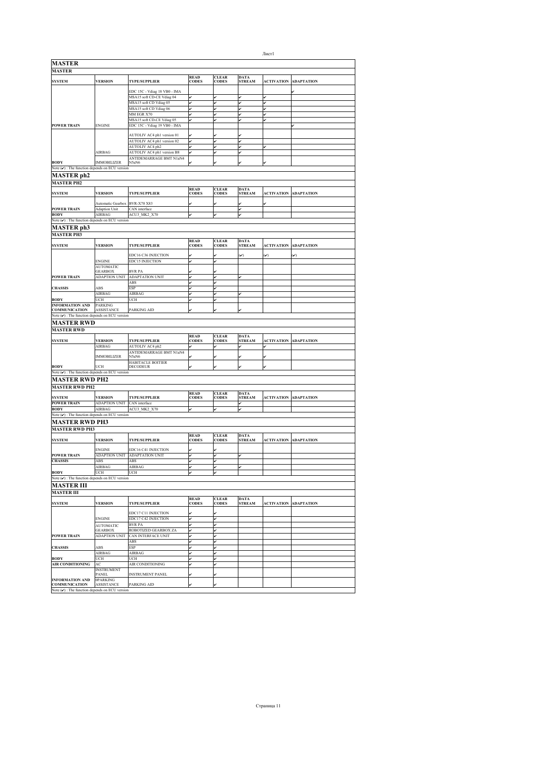## MASTER

| MASTER | | | | | | | |
|---|---|---|---|---|---|---|---|
| **SYSTEM** | **VERSION** | **TYPE/SUPPLIER** | **READ CODES** | **CLEAR CODES** | **DATA STREAM** | **ACTIVATION** | **ADAPTATION** |
| | | EDC 15C - Vdiag 18 VB0 - IMA | | | | | ✔ |
| | | MSA15 soft CD-CE Vdiag 04 | ✔ | ✔ | ✔ | ✔ | |
| | | MSA15 soft CD Vdiag 05 | ✔ | ✔ | ✔ | ✔ | |
| | | MSA15 soft CD Vdiag 06 | ✔ | ✔ | ✔ | ✔ | |
| | | MM EGR X70 | ✔ | ✔ | ✔ | ✔ | |
| | | MSA15 soft CD-CE Vdiag 05 | ✔ | ✔ | ✔ | ✔ | |
| **POWER TRAIN** | ENGINE | EDC 15C - Vdiag 19 VB0 - IMA | | | | | ✔ |
| | | AUTOLIV AC4 ph1 version 01 | ✔ | ✔ | ✔ | | |
| | | AUTOLIV AC4 ph1 version 02 | ✔ | ✔ | ✔ | | |
| | | AUTOLIV AC4 ph2 | ✔ | ✔ | ✔ | ✔ | |
| | AIRBAG | AUTOLIV AC4 ph1 version B8 | ✔ | ✔ | ✔ | | |
| **BODY** | IMMOBILIZER | ANTIDEMARRAGE BMT N1aN4 N5aN6 | ✔ | ✔ | ✔ | ✔ | |

Note (✔) : The function depends on ECU version

## MASTER ph2

| MASTER PH2 | | | | | | | |
|---|---|---|---|---|---|---|---|
| **SYSTEM** | **VERSION** | **TYPE/SUPPLIER** | **READ CODES** | **CLEAR CODES** | **DATA STREAM** | **ACTIVATION** | **ADAPTATION** |
| | Automatic Gearbox | BVR-X70 X83 | ✔ | ✔ | ✔ | ✔ | |
| **POWER TRAIN** | Adaption Unit | CAN interface | | | ✔ | | |
| **BODY** | AIRBAG | ACU3_MK2_X70 | ✔ | ✔ | ✔ | | |

Note (✔) : The function depends on ECU version

## MASTER ph3

| MASTER PH3 | | | | | | | |
|---|---|---|---|---|---|---|---|
| **SYSTEM** | **VERSION** | **TYPE/SUPPLIER** | **READ CODES** | **CLEAR CODES** | **DATA STREAM** | **ACTIVATION** | **ADAPTATION** |
| | | EDC16 C36 INJECTION | ✔ | ✔ | (✔) | (✔) | (✔) |
| | ENGINE | EDC15 INJECTION | ✔ | ✔ | | | |
| | AUTOMATIC GEARBOX | BVR PA | ✔ | ✔ | | | |
| **POWER TRAIN** | ADAPTION UNIT | ADAPTATION UNIT | ✔ | ✔ | ✔ | | |
| | | ABS | ✔ | ✔ | | | |
| **CHASSIS** | ABS | ESP | ✔ | ✔ | | | |
| | AIRBAG | AIRBAG | ✔ | ✔ | ✔ | | |
| **BODY** | UCH | UCH | ✔ | ✔ | | | |
| **INFORMATION AND COMMUNICATION** | PARKING ASSISTANCE | PARKING AID | ✔ | ✔ | ✔ | | |

Note (✔) : The function depends on ECU version

## MASTER RWD

| MASTER RWD | | | | | | | |
|---|---|---|---|---|---|---|---|
| **SYSTEM** | **VERSION** | **TYPE/SUPPLIER** | **READ CODES** | **CLEAR CODES** | **DATA STREAM** | **ACTIVATION** | **ADAPTATION** |
| | AIRBAG | AUTOLIV AC4 ph2 | ✔ | ✔ | ✔ | ✔ | |
| | IMMOBILIZER | ANTIDEMARRAGE BMT N1aN4 N5aN6 | ✔ | ✔ | ✔ | ✔ | |
| **BODY** | UCH | HABITACLE BOITIER DECODEUR | ✔ | ✔ | ✔ | ✔ | |

Note (✔) : The function depends on ECU version

## MASTER RWD PH2

| MASTER RWD PH2 | | | | | | | |
|---|---|---|---|---|---|---|---|
| **SYSTEM** | **VERSION** | **TYPE/SUPPLIER** | **READ CODES** | **CLEAR CODES** | **DATA STREAM** | **ACTIVATION** | **ADAPTATION** |
| **POWER TRAIN** | ADAPTION UNIT | CAN interface | | | ✔ | | |
| **BODY** | AIRBAG | ACU3_MK2_X70 | ✔ | ✔ | ✔ | | |

Note (✔) : The function depends on ECU version

## MASTER RWD PH3

| MASTER RWD PH3 | | | | | | | |
|---|---|---|---|---|---|---|---|
| **SYSTEM** | **VERSION** | **TYPE/SUPPLIER** | **READ CODES** | **CLEAR CODES** | **DATA STREAM** | **ACTIVATION** | **ADAPTATION** |
| | ENGINE | EDC16 C41 INJECTION | ✔ | ✔ | | | |
| **POWER TRAIN** | ADAPTION UNIT | ADAPTATION UNIT | ✔ | ✔ | ✔ | | |
| **CHASSIS** | ABS | ABS | ✔ | ✔ | | | |
| | AIRBAG | AIRBAG | ✔ | ✔ | ✔ | | |
| **BODY** | UCH | UCH | ✔ | ✔ | | | |

Note (✔) : The function depends on ECU version

## MASTER III

| MASTER III | | | | | | | |
|---|---|---|---|---|---|---|---|
| **SYSTEM** | **VERSION** | **TYPE/SUPPLIER** | **READ CODES** | **CLEAR CODES** | **DATA STREAM** | **ACTIVATION** | **ADAPTATION** |
| | | EDC17 C11 INJECTION | ✔ | ✔ | | | |
| | ENGINE | EDC17 C42 INJECTION | ✔ | ✔ | | | |
| | AUTOMATIC | BVR PA | ✔ | ✔ | | | |
| | GEARBOX | ROBOTIZED GEARBOX ZA | ✔ | ✔ | | | |
| **POWER TRAIN** | ADAPTION UNIT | CAN INTERFACE UNIT | ✔ | ✔ | | | |
| | | ABS | ✔ | ✔ | | | |
| **CHASSIS** | ABS | ESP | ✔ | ✔ | | | |
| | AIRBAG | AIRBAG | ✔ | ✔ | | | |
| **BODY** | UCH | UCH | ✔ | ✔ | | | |
| **AIR CONDITIONING** | AC | AIR CONDITIONING | ✔ | ✔ | | | |
| | INSTRUMENT PANEL | INSTRUMENT PANEL | ✔ | ✔ | | | |
| **INFORMATION AND COMMUNICATION** | 0PARKING ASSISTANCE | PARKING AID | ✔ | ✔ | | | |

Note (✔) : The function depends on ECU version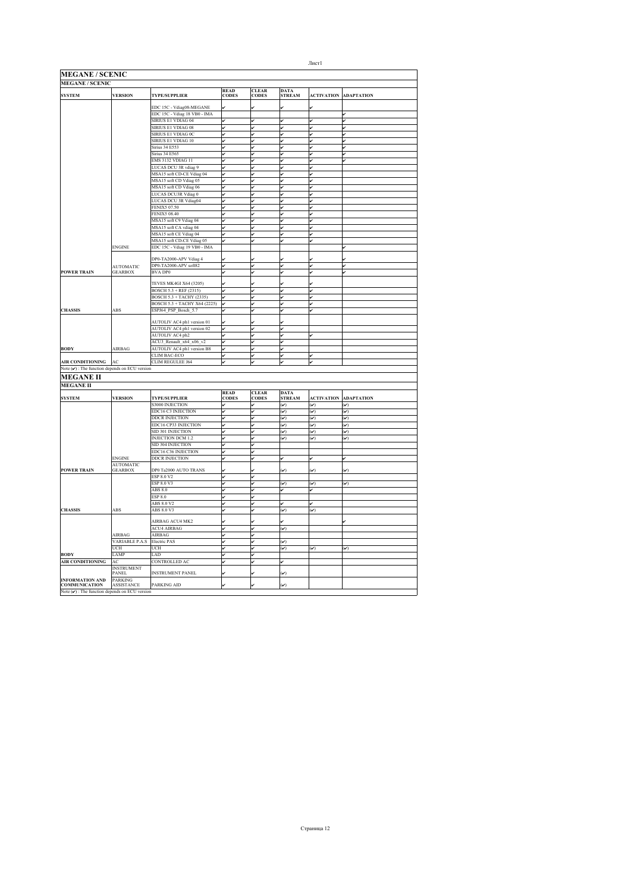## MEGANE / SCENIC

**MEGANE / SCENIC**

| SYSTEM | VERSION | TYPE/SUPPLIER | READ CODES | CLEAR CODES | DATA STREAM | ACTIVATION | ADAPTATION |
|---|---|---|---|---|---|---|---|
| | | EDC 15C - Vdiag08-MEGANE | ✔ | ✔ | ✔ | ✔ | |
| | | EDC 15C - Vdiag 18 VB0 - IMA | | | | | ✔ |
| | | SIRIUS E1 VDIAG 04 | ✔ | ✔ | ✔ | ✔ | ✔ |
| | | SIRIUS E1 VDIAG 08 | ✔ | ✔ | ✔ | ✔ | ✔ |
| | | SIRIUS E1 VDIAG 0C | ✔ | ✔ | ✔ | ✔ | ✔ |
| | | SIRIUS E1 VDIAG 10 | ✔ | ✔ | ✔ | ✔ | ✔ |
| | | Sirius 34 E553 | ✔ | ✔ | ✔ | ✔ | ✔ |
| | | Sirius 34 E565 | ✔ | ✔ | ✔ | ✔ | ✔ |
| | | EMS 3132 VDIAG 11 | ✔ | ✔ | ✔ | ✔ | ✔ |
| | | LUCAS DCU 3R vdiag 9 | ✔ | ✔ | ✔ | ✔ | |
| | | MSA15 soft CD-CE Vdiag 04 | ✔ | ✔ | ✔ | ✔ | |
| | | MSA15 soft CD Vdiag 05 | ✔ | ✔ | ✔ | ✔ | |
| | | MSA15 soft CD Vdiag 06 | ✔ | ✔ | ✔ | ✔ | |
| | | LUCAS DCU3R Vdiag 0 | ✔ | ✔ | ✔ | ✔ | |
| | | LUCAS DCU 3R Vdiag04 | ✔ | ✔ | ✔ | ✔ | |
| | | FENIX5 07.50 | ✔ | ✔ | ✔ | ✔ | |
| | | FENIX5 08.40 | ✔ | ✔ | ✔ | ✔ | |
| | | MSA15 soft C9 Vdiag 04 | ✔ | ✔ | ✔ | ✔ | |
| | | MSA15 soft CA vdiag 04 | ✔ | ✔ | ✔ | ✔ | |
| | | MSA15 soft CE Vdiag 04 | ✔ | ✔ | ✔ | ✔ | |
| | | MSA15 soft CD-CE Vdiag 05 | ✔ | ✔ | ✔ | ✔ | |
| | ENGINE | EDC 15C - Vdiag 19 VB0 - IMA | | | | | ✔ |
| | | DP0-TA2000-APV Vdiag 4 | ✔ | ✔ | ✔ | ✔ | ✔ |
| | AUTOMATIC | DP0-TA2000-APV soft82 | ✔ | ✔ | ✔ | ✔ | ✔ |
| POWER TRAIN | GEARBOX | BVA DP0 | ✔ | ✔ | ✔ | ✔ | ✔ |
| | | TEVES MK4GI X64 (3205) | ✔ | ✔ | ✔ | ✔ | |
| | | BOSCH 5.3 + REF (2315) | ✔ | ✔ | ✔ | ✔ | |
| | | BOSCH 5.3 + TACHY (2335) | ✔ | ✔ | ✔ | ✔ | |
| | | BOSCH 5.3 + TACHY X64 (2225) | ✔ | ✔ | ✔ | ✔ | |
| CHASSIS | ABS | ESPJ64_PSP_Bosch_5.7 | ✔ | ✔ | ✔ | ✔ | |
| | | AUTOLIV AC4 ph1 version 01 | ✔ | ✔ | ✔ | | |
| | | AUTOLIV AC4 ph1 version 02 | ✔ | ✔ | ✔ | | |
| | | AUTOLIV AC4 ph2 | ✔ | ✔ | ✔ | ✔ | |
| | | ACU3_Renault_x64_x06_v2 | ✔ | ✔ | ✔ | | |
| BODY | AIRBAG | AUTOLIV AC4 ph1 version B8 | ✔ | ✔ | ✔ | | |
| | | CLIM BAC-ECO | ✔ | ✔ | ✔ | ✔ | |
| AIR CONDITIONING | AC | CLIM REGULEE J64 | ✔ | ✔ | ✔ | ✔ | |

Note (✔) : The function depends on ECU version

## MEGANE II

**MEGANE II**

| SYSTEM | VERSION | TYPE/SUPPLIER | READ CODES | CLEAR CODES | DATA STREAM | ACTIVATION | ADAPTATION |
|---|---|---|---|---|---|---|---|
| | | S3000 INJECTION | ✔ | ✔ | (✔) | (✔) | (✔) |
| | | EDC16 C3 INJECTION | ✔ | ✔ | (✔) | (✔) | (✔) |
| | | DDCR INJECTION | ✔ | ✔ | (✔) | (✔) | (✔) |
| | | EDC16 CP33 INJECTION | ✔ | ✔ | (✔) | (✔) | (✔) |
| | | SID 301 INJECTION | ✔ | ✔ | (✔) | (✔) | (✔) |
| | | INJECTION DCM 1.2 | ✔ | ✔ | (✔) | (✔) | (✔) |
| | | SID 304 INJECTION | ✔ | ✔ | | | |
| | | EDC16 C36 INJECTION | ✔ | ✔ | | | |
| | ENGINE | DDCR INJECTION | ✔ | ✔ | ✔ | ✔ | ✔ |
| POWER TRAIN | AUTOMATIC GEARBOX | DP0 Ta2000 AUTO TRANS | ✔ | ✔ | (✔) | (✔) | (✔) |
| | | ESP 8.0 V2 | ✔ | ✔ | | | |
| | | ESP 8.0 V3 | ✔ | ✔ | (✔) | (✔) | (✔) |
| | | ABS 8.0 | ✔ | ✔ | ✔ | ✔ | |
| | | ESP 8.0 | ✔ | ✔ | | | |
| | | ABS 8.0 V2 | ✔ | ✔ | ✔ | ✔ | |
| CHASSIS | ABS | ABS 8.0 V3 | ✔ | ✔ | (✔) | (✔) | |
| | | AIRBAG ACU4 MK2 | ✔ | ✔ | ✔ | | ✔ |
| | | ACU4 AIRBAG | ✔ | ✔ | (✔) | | |
| | AIRBAG | AIRBAG | ✔ | ✔ | | | |
| | VARIABLE P.A.S | Electric PAS | ✔ | ✔ | (✔) | | |
| | UCH | UCH | ✔ | ✔ | (✔) | (✔) | (✔) |
| BODY | LAMP | LAD | ✔ | ✔ | | | |
| AIR CONDITIONING | AC | CONTROLLED AC | ✔ | ✔ | ✔ | | |
| | INSTRUMENT PANEL | INSTRUMENT PANEL | ✔ | ✔ | (✔) | | |
| INFORMATION AND COMMUNICATION | PARKING ASSISTANCE | PARKING AID | ✔ | ✔ | (✔) | | |

Note (✔) : The function depends on ECU version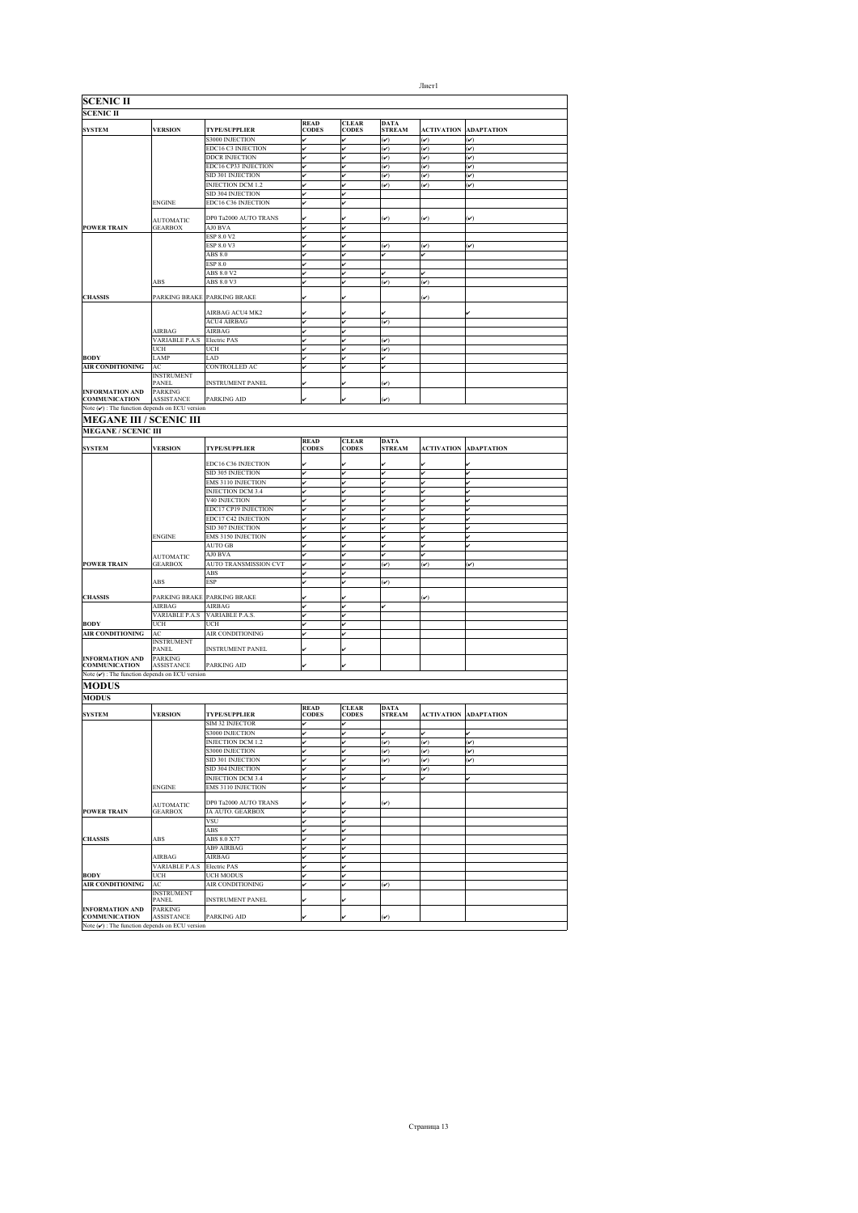## SCENIC II

| SYSTEM | VERSION | TYPE/SUPPLIER | READ CODES | CLEAR CODES | DATA STREAM | ACTIVATION | ADAPTATION |
|---|---|---|---|---|---|---|---|
| | | S3000 INJECTION | ✔ | ✔ | (✔) | (✔) | (✔) |
| | | EDC16 C3 INJECTION | ✔ | ✔ | (✔) | (✔) | (✔) |
| | | DDCR INJECTION | ✔ | ✔ | (✔) | (✔) | (✔) |
| | | EDC16 CP33 INJECTION | ✔ | ✔ | (✔) | (✔) | (✔) |
| | | SID 301 INJECTION | ✔ | ✔ | (✔) | (✔) | (✔) |
| | | INJECTION DCM 1.2 | ✔ | ✔ | (✔) | (✔) | (✔) |
| | | SID 304 INJECTION | ✔ | ✔ | | | |
| | ENGINE | EDC16 C36 INJECTION | ✔ | ✔ | | | |
| | AUTOMATIC | DP0 Ta2000 AUTO TRANS | ✔ | ✔ | (✔) | (✔) | (✔) |
| POWER TRAIN | GEARBOX | AJ0 BVA | ✔ | ✔ | | | |
| | | ESP 8.0 V2 | ✔ | ✔ | | | |
| | | ESP 8.0 V3 | ✔ | ✔ | (✔) | (✔) | (✔) |
| | | ABS 8.0 | ✔ | ✔ | ✔ | ✔ | |
| | | ESP 8.0 | ✔ | ✔ | | | |
| | | ABS 8.0 V2 | ✔ | ✔ | ✔ | ✔ | |
| | ABS | ABS 8.0 V3 | ✔ | ✔ | (✔) | (✔) | |
| CHASSIS | PARKING BRAKE | PARKING BRAKE | ✔ | ✔ | | (✔) | |
| | | AIRBAG ACU4 MK2 | ✔ | ✔ | ✔ | | ✔ |
| | | ACU4 AIRBAG | ✔ | ✔ | (✔) | | |
| | AIRBAG | AIRBAG | ✔ | ✔ | | | |
| | VARIABLE P.A.S | Electric PAS | ✔ | ✔ | (✔) | | |
| | UCH | UCH | ✔ | ✔ | (✔) | | |
| BODY | LAMP | LAD | ✔ | ✔ | ✔ | | |
| AIR CONDITIONING | AC | CONTROLLED AC | ✔ | ✔ | ✔ | | |
| | INSTRUMENT PANEL | INSTRUMENT PANEL | ✔ | ✔ | (✔) | | |
| INFORMATION AND COMMUNICATION | PARKING ASSISTANCE | PARKING AID | ✔ | ✔ | (✔) | | |

Note (✔) : The function depends on ECU version

## MEGANE III / SCENIC III

| SYSTEM | VERSION | TYPE/SUPPLIER | READ CODES | CLEAR CODES | DATA STREAM | ACTIVATION | ADAPTATION |
|---|---|---|---|---|---|---|---|
| | | EDC16 C36 INJECTION | ✔ | ✔ | ✔ | ✔ | ✔ |
| | | SID 305 INJECTION | ✔ | ✔ | ✔ | ✔ | ✔ |
| | | EMS 3110 INJECTION | ✔ | ✔ | ✔ | ✔ | ✔ |
| | | INJECTION DCM 3.4 | ✔ | ✔ | ✔ | ✔ | ✔ |
| | | V40 INJECTION | ✔ | ✔ | ✔ | ✔ | ✔ |
| | | EDC17 CP19 INJECTION | ✔ | ✔ | ✔ | ✔ | ✔ |
| | | EDC17 C42 INJECTION | ✔ | ✔ | ✔ | ✔ | ✔ |
| | | SID 307 INJECTION | ✔ | ✔ | ✔ | ✔ | ✔ |
| | ENGINE | EMS 3150 INJECTION | ✔ | ✔ | ✔ | ✔ | ✔ |
| | | AUTO GB | ✔ | ✔ | ✔ | ✔ | ✔ |
| | AUTOMATIC | AJ0 BVA | ✔ | ✔ | ✔ | ✔ | |
| POWER TRAIN | GEARBOX | AUTO TRANSMISSION CVT | ✔ | ✔ | (✔) | (✔) | (✔) |
| | | ABS | ✔ | ✔ | | | |
| | ABS | ESP | ✔ | ✔ | (✔) | | |
| CHASSIS | PARKING BRAKE | PARKING BRAKE | ✔ | ✔ | | (✔) | |
| | AIRBAG | AIRBAG | ✔ | ✔ | ✔ | | |
| | VARIABLE P.A.S | VARIABLE P.A.S. | ✔ | ✔ | | | |
| BODY | UCH | UCH | ✔ | ✔ | | | |
| AIR CONDITIONING | AC | AIR CONDITIONING | ✔ | ✔ | | | |
| | INSTRUMENT PANEL | INSTRUMENT PANEL | ✔ | ✔ | | | |
| INFORMATION AND COMMUNICATION | PARKING ASSISTANCE | PARKING AID | ✔ | ✔ | | | |

Note (✔) : The function depends on ECU version

## MODUS

| SYSTEM | VERSION | TYPE/SUPPLIER | READ CODES | CLEAR CODES | DATA STREAM | ACTIVATION | ADAPTATION |
|---|---|---|---|---|---|---|---|
| | | SIM 32 INJECTOR | ✔ | ✔ | | | |
| | | S3000 INJECTION | ✔ | ✔ | ✔ | ✔ | ✔ |
| | | INJECTION DCM 1.2 | ✔ | ✔ | (✔) | (✔) | (✔) |
| | | S3000 INJECTION | ✔ | ✔ | (✔) | (✔) | (✔) |
| | | SID 301 INJECTION | ✔ | ✔ | (✔) | (✔) | (✔) |
| | | SID 304 INJECTION | ✔ | ✔ | | (✔) | |
| | | INJECTION DCM 3.4 | ✔ | ✔ | ✔ | ✔ | ✔ |
| | ENGINE | EMS 3110 INJECTION | ✔ | ✔ | | | |
| | AUTOMATIC | DP0 Ta2000 AUTO TRANS | ✔ | ✔ | (✔) | | |
| POWER TRAIN | GEARBOX | JA AUTO. GEARBOX | ✔ | ✔ | | | |
| | | VSU | ✔ | ✔ | | | |
| | | ABS | ✔ | ✔ | | | |
| CHASSIS | ABS | ABS 8.0 X77 | ✔ | ✔ | | | |
| | | AB9 AIRBAG | ✔ | ✔ | | | |
| | AIRBAG | AIRBAG | ✔ | ✔ | | | |
| | VARIABLE P.A.S | Electric PAS | ✔ | ✔ | | | |
| BODY | UCH | UCH MODUS | ✔ | ✔ | | | |
| AIR CONDITIONING | AC | AIR CONDITIONING | ✔ | ✔ | (✔) | | |
| | INSTRUMENT PANEL | INSTRUMENT PANEL | ✔ | ✔ | | | |
| INFORMATION AND COMMUNICATION | PARKING ASSISTANCE | PARKING AID | ✔ | ✔ | (✔) | | |

Note (✔) : The function depends on ECU version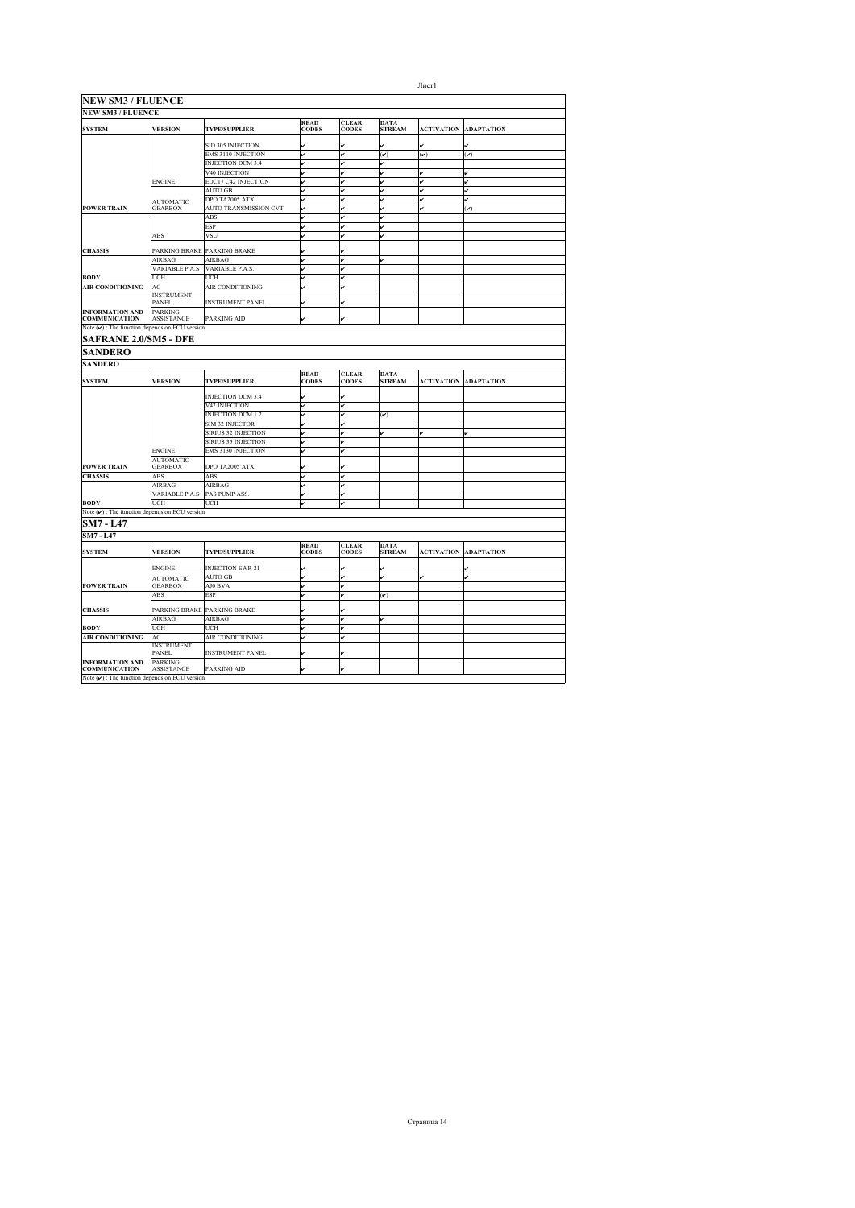## NEW SM3 / FLUENCE

### NEW SM3 / FLUENCE

| SYSTEM | VERSION | TYPE/SUPPLIER | READ CODES | CLEAR CODES | DATA STREAM | ACTIVATION | ADAPTATION |
|---|---|---|---|---|---|---|---|
| | | SID 305 INJECTION | ✔ | ✔ | ✔ | ✔ | ✔ |
| | | EMS 3110 INJECTION | ✔ | ✔ | (✔) | (✔) | (✔) |
| | | INJECTION DCM 3.4 | ✔ | ✔ | ✔ | | |
| | | V40 INJECTION | ✔ | ✔ | ✔ | ✔ | ✔ |
| | ENGINE | EDC17 C42 INJECTION | ✔ | ✔ | ✔ | ✔ | ✔ |
| | | AUTO GB | ✔ | ✔ | ✔ | ✔ | ✔ |
| | AUTOMATIC | DPO TA2005 ATX | ✔ | ✔ | ✔ | ✔ | ✔ |
| POWER TRAIN | GEARBOX | AUTO TRANSMISSION CVT | ✔ | ✔ | ✔ | ✔ | (✔) |
| | | ABS | ✔ | ✔ | ✔ | | |
| | | ESP | ✔ | ✔ | ✔ | | |
| | ABS | VSU | ✔ | ✔ | ✔ | | |
| CHASSIS | PARKING BRAKE | PARKING BRAKE | ✔ | ✔ | | | |
| | AIRBAG | AIRBAG | ✔ | ✔ | ✔ | | |
| | VARIABLE P.A.S | VARIABLE P.A.S. | ✔ | ✔ | | | |
| BODY | UCH | UCH | ✔ | ✔ | | | |
| AIR CONDITIONING | AC | AIR CONDITIONING | ✔ | ✔ | | | |
| | INSTRUMENT PANEL | INSTRUMENT PANEL | ✔ | ✔ | | | |
| INFORMATION AND COMMUNICATION | PARKING ASSISTANCE | PARKING AID | ✔ | ✔ | | | |

Note (✔) : The function depends on ECU version

## SAFRANE 2.0/SM5 - DFE

## SANDERO

### SANDERO

| SYSTEM | VERSION | TYPE/SUPPLIER | READ CODES | CLEAR CODES | DATA STREAM | ACTIVATION | ADAPTATION |
|---|---|---|---|---|---|---|---|
| | | INJECTION DCM 3.4 | ✔ | ✔ | | | |
| | | V42 INJECTION | ✔ | ✔ | | | |
| | | INJECTION DCM 1.2 | ✔ | ✔ | (✔) | | |
| | | SIM 32 INJECTOR | ✔ | ✔ | | | |
| | | SIRIUS 32 INJECTION | ✔ | ✔ | ✔ | ✔ | ✔ |
| | | SIRIUS 35 INJECTION | ✔ | ✔ | | | |
| | ENGINE | EMS 3130 INJECTION | ✔ | ✔ | | | |
| POWER TRAIN | AUTOMATIC GEARBOX | DPO TA2005 ATX | ✔ | ✔ | | | |
| CHASSIS | ABS | ABS | ✔ | ✔ | | | |
| | AIRBAG | AIRBAG | ✔ | ✔ | | | |
| | VARIABLE P.A.S | PAS PUMP ASS. | ✔ | ✔ | | | |
| BODY | UCH | UCH | ✔ | ✔ | | | |

Note (✔) : The function depends on ECU version

## SM7 - L47

### SM7 - L47

| SYSTEM | VERSION | TYPE/SUPPLIER | READ CODES | CLEAR CODES | DATA STREAM | ACTIVATION | ADAPTATION |
|---|---|---|---|---|---|---|---|
| | ENGINE | INJECTION EWR 21 | ✔ | ✔ | ✔ | | ✔ |
| | AUTOMATIC | AUTO GB | ✔ | ✔ | ✔ | ✔ | ✔ |
| POWER TRAIN | GEARBOX | AJ0 BVA | ✔ | ✔ | | | |
| | ABS | ESP | ✔ | ✔ | (✔) | | |
| CHASSIS | PARKING BRAKE | PARKING BRAKE | ✔ | ✔ | | | |
| | AIRBAG | AIRBAG | ✔ | ✔ | ✔ | | |
| BODY | UCH | UCH | ✔ | ✔ | | | |
| AIR CONDITIONING | AC | AIR CONDITIONING | ✔ | ✔ | | | |
| | INSTRUMENT PANEL | INSTRUMENT PANEL | ✔ | ✔ | | | |
| INFORMATION AND COMMUNICATION | PARKING ASSISTANCE | PARKING AID | ✔ | ✔ | | | |

Note (✔) : The function depends on ECU version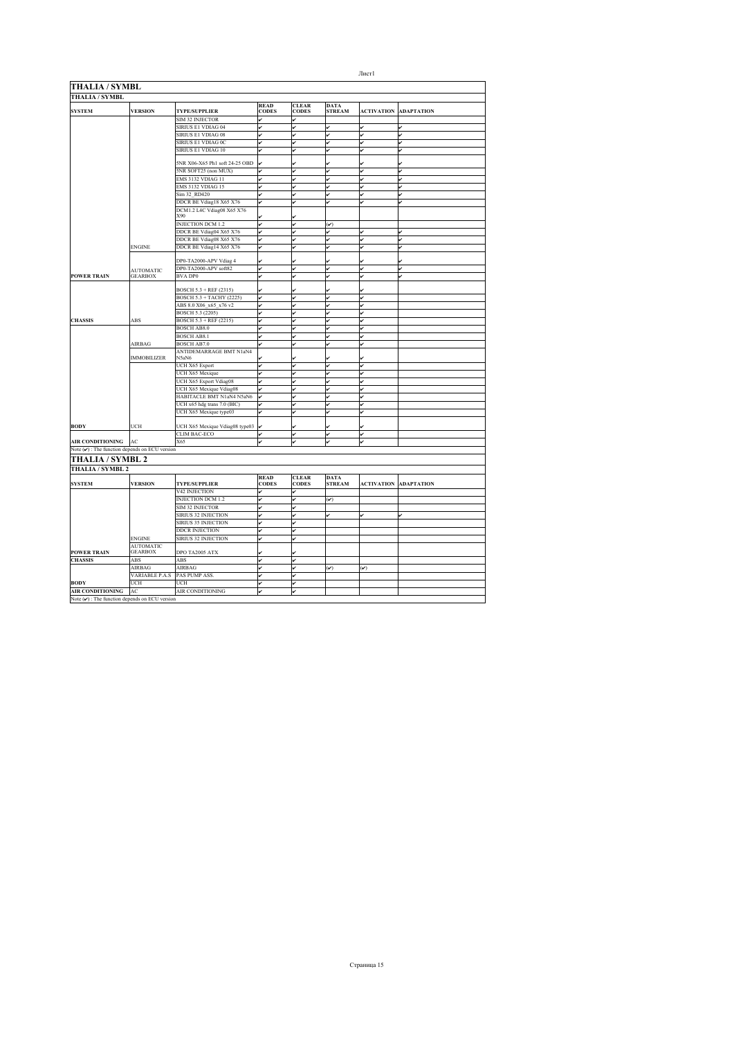## THALIA / SYMBL

| SYSTEM | VERSION | TYPE/SUPPLIER | READ CODES | CLEAR CODES | DATA STREAM | ACTIVATION | ADAPTATION |
|---|---|---|---|---|---|---|---|
| POWER TRAIN | ENGINE | SIM 32 INJECTOR | ✔ | ✔ | | | |
| | | SIRIUS E1 VDIAG 04 | ✔ | ✔ | ✔ | ✔ | ✔ |
| | | SIRIUS E1 VDIAG 08 | ✔ | ✔ | ✔ | ✔ | ✔ |
| | | SIRIUS E1 VDIAG 0C | ✔ | ✔ | ✔ | ✔ | ✔ |
| | | SIRIUS E1 VDIAG 10 | ✔ | ✔ | ✔ | ✔ | ✔ |
| | | 5NR X06-X65 Ph1 soft 24-25 OBD | ✔ | ✔ | ✔ | ✔ | ✔ |
| | | 5NR SOFT25 (non MUX) | ✔ | ✔ | ✔ | ✔ | ✔ |
| | | EMS 3132 VDIAG 11 | ✔ | ✔ | ✔ | ✔ | ✔ |
| | | EMS 3132 VDIAG 15 | ✔ | ✔ | ✔ | ✔ | ✔ |
| | | Sim 32_RD420 | ✔ | ✔ | ✔ | ✔ | ✔ |
| | | DDCR BE Vdiag18 X65 X76 | ✔ | ✔ | ✔ | ✔ | ✔ |
| | | DCM1.2 L4C Vdiag08 X65 X76 X90 | ✔ | ✔ | | | |
| | | INJECTION DCM 1.2 | ✔ | ✔ | (✔) | | |
| | | DDCR BE Vdiag04 X65 X76 | ✔ | ✔ | ✔ | ✔ | ✔ |
| | | DDCR BE Vdiag08 X65 X76 | ✔ | ✔ | ✔ | ✔ | ✔ |
| | | DDCR BE Vdiag14 X65 X76 | ✔ | ✔ | ✔ | ✔ | ✔ |
| | AUTOMATIC GEARBOX | DP0-TA2000-APV Vdiag 4 | ✔ | ✔ | ✔ | ✔ | ✔ |
| | | DP0-TA2000-APV soft82 | ✔ | ✔ | ✔ | ✔ | ✔ |
| | | BVA DP0 | ✔ | ✔ | ✔ | ✔ | ✔ |
| CHASSIS | ABS | BOSCH 5.3 + REF (2315) | ✔ | ✔ | ✔ | ✔ | |
| | | BOSCH 5.3 + TACHY (2225) | ✔ | ✔ | ✔ | ✔ | |
| | | ABS 8.0 X06_x65_x76 v2 | ✔ | ✔ | ✔ | ✔ | |
| | | BOSCH 5.3 (2205) | ✔ | ✔ | ✔ | ✔ | |
| | | BOSCH 5.3 + REF (2215) | ✔ | ✔ | ✔ | ✔ | |
| | AIRBAG | BOSCH AB8.0 | ✔ | ✔ | ✔ | ✔ | |
| | | BOSCH AB8.1 | ✔ | ✔ | ✔ | ✔ | |
| | | BOSCH AB7.0 | ✔ | ✔ | ✔ | ✔ | |
| BODY | IMMOBILIZER | ANTIDEMARRAGE BMT N1aN4 N5aN6 | ✔ | ✔ | ✔ | ✔ | |
| | UCH | UCH X65 Export | ✔ | ✔ | ✔ | ✔ | |
| | | UCH X65 Mexique | ✔ | ✔ | ✔ | ✔ | |
| | | UCH X65 Export Vdiag08 | ✔ | ✔ | ✔ | ✔ | |
| | | UCH X65 Mexique Vdiag08 | ✔ | ✔ | ✔ | ✔ | |
| | | HABITACLE BMT N1aN4 N5aN6 | ✔ | ✔ | ✔ | ✔ | |
| | | UCH x65 hdg trans 7.0 (BIC) | ✔ | ✔ | ✔ | ✔ | |
| | | UCH X65 Mexique type03 | ✔ | ✔ | ✔ | ✔ | |
| | | UCH X65 Mexique Vdiag08 type03 | ✔ | ✔ | ✔ | ✔ | |
| AIR CONDITIONING | AC | CLIM BAC-ECO | ✔ | ✔ | ✔ | ✔ | |
| | | X65 | ✔ | ✔ | ✔ | ✔ | |

Note (✔) : The function depends on ECU version

## THALIA / SYMBL 2

| SYSTEM | VERSION | TYPE/SUPPLIER | READ CODES | CLEAR CODES | DATA STREAM | ACTIVATION | ADAPTATION |
|---|---|---|---|---|---|---|---|
| POWER TRAIN | ENGINE | V42 INJECTION | ✔ | ✔ | | | |
| | | INJECTION DCM 1.2 | ✔ | ✔ | (✔) | | |
| | | SIM 32 INJECTOR | ✔ | ✔ | | | |
| | | SIRIUS 32 INJECTION | ✔ | ✔ | ✔ | ✔ | ✔ |
| | | SIRIUS 35 INJECTION | ✔ | ✔ | | | |
| | | DDCR INJECTION | ✔ | ✔ | | | |
| | | SIRIUS 32 INJECTION | ✔ | ✔ | | | |
| | AUTOMATIC GEARBOX | DPO TA2005 ATX | ✔ | ✔ | | | |
| CHASSIS | ABS | ABS | ✔ | ✔ | | | |
| | AIRBAG | AIRBAG | ✔ | ✔ | (✔) | (✔) | |
| | VARIABLE P.A.S | PAS PUMP ASS. | ✔ | ✔ | | | |
| BODY | UCH | UCH | ✔ | ✔ | | | |
| AIR CONDITIONING | AC | AIR CONDITIONING | ✔ | ✔ | | | |

Note (✔) : The function depends on ECU version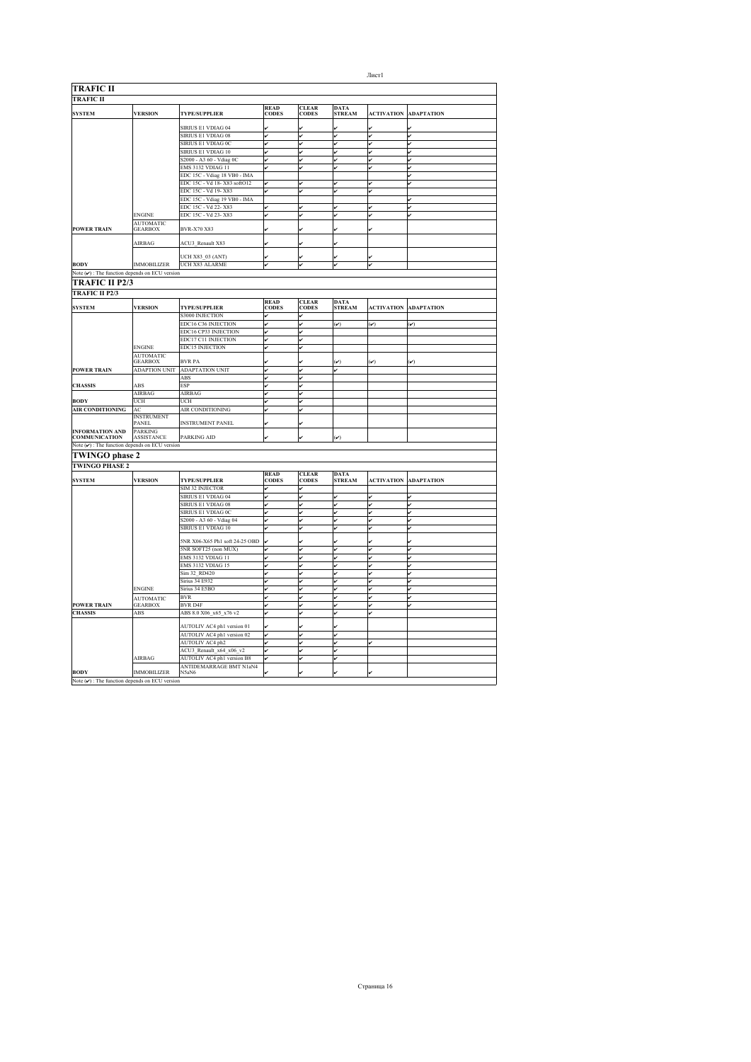## TRAFIC II

### TRAFIC II

| SYSTEM | VERSION | TYPE/SUPPLIER | READ CODES | CLEAR CODES | DATA STREAM | ACTIVATION | ADAPTATION |
|---|---|---|---|---|---|---|---|
| | | SIRIUS E1 VDIAG 04 | ✔ | ✔ | ✔ | ✔ | ✔ |
| | | SIRIUS E1 VDIAG 08 | ✔ | ✔ | ✔ | ✔ | ✔ |
| | | SIRIUS E1 VDIAG 0C | ✔ | ✔ | ✔ | ✔ | ✔ |
| | | SIRIUS E1 VDIAG 10 | ✔ | ✔ | ✔ | ✔ | ✔ |
| | | S2000 - A3 60 - Vdiag 0C | ✔ | ✔ | ✔ | ✔ | ✔ |
| | | EMS 3132 VDIAG 11 | ✔ | ✔ | ✔ | ✔ | ✔ |
| | | EDC 15C - Vdiag 18 VB0 - IMA | | | | | ✔ |
| | | EDC 15C - Vd 18- X83 softO12 | ✔ | ✔ | ✔ | ✔ | ✔ |
| | | EDC 15C - Vd 19- X83 | ✔ | ✔ | ✔ | ✔ | |
| | | EDC 15C - Vdiag 19 VB0 - IMA | | | | | ✔ |
| | | EDC 15C - Vd 22- X83 | ✔ | ✔ | ✔ | ✔ | ✔ |
| | ENGINE | EDC 15C - Vd 23- X83 | ✔ | ✔ | ✔ | ✔ | ✔ |
| POWER TRAIN | AUTOMATIC GEARBOX | BVR-X70 X83 | ✔ | ✔ | ✔ | ✔ | |
| | AIRBAG | ACU3_Renault X83 | ✔ | ✔ | ✔ | | |
| | | UCH X83_03 (ANT) | ✔ | ✔ | ✔ | ✔ | |
| BODY | IMMOBILIZER | UCH X83 ALARME | ✔ | ✔ | ✔ | ✔ | |

Note (✔) : The function depends on ECU version

## TRAFIC II P2/3

### TRAFIC II P2/3

| SYSTEM | VERSION | TYPE/SUPPLIER | READ CODES | CLEAR CODES | DATA STREAM | ACTIVATION | ADAPTATION |
|---|---|---|---|---|---|---|---|
| | | S3000 INJECTION | ✔ | ✔ | | | |
| | | EDC16 C36 INJECTION | ✔ | ✔ | (✔) | (✔) | (✔) |
| | | EDC16 CP33 INJECTION | ✔ | ✔ | | | |
| | | EDC17 C11 INJECTION | ✔ | ✔ | | | |
| | ENGINE | EDC15 INJECTION | ✔ | ✔ | | | |
| | AUTOMATIC GEARBOX | BVR PA | ✔ | ✔ | (✔) | (✔) | (✔) |
| POWER TRAIN | ADAPTION UNIT | ADAPTATION UNIT | ✔ | ✔ | ✔ | | |
| | | ABS | ✔ | ✔ | | | |
| CHASSIS | ABS | ESP | ✔ | ✔ | | | |
| | AIRBAG | AIRBAG | ✔ | ✔ | | | |
| BODY | UCH | UCH | ✔ | ✔ | | | |
| AIR CONDITIONING | AC | AIR CONDITIONING | ✔ | ✔ | | | |
| | INSTRUMENT PANEL | INSTRUMENT PANEL | ✔ | ✔ | | | |
| INFORMATION AND COMMUNICATION | PARKING ASSISTANCE | PARKING AID | ✔ | ✔ | (✔) | | |

Note (✔) : The function depends on ECU version

## TWINGO phase 2

### TWINGO PHASE 2

| SYSTEM | VERSION | TYPE/SUPPLIER | READ CODES | CLEAR CODES | DATA STREAM | ACTIVATION | ADAPTATION |
|---|---|---|---|---|---|---|---|
| | | SIM 32 INJECTOR | ✔ | ✔ | | | |
| | | SIRIUS E1 VDIAG 04 | ✔ | ✔ | ✔ | ✔ | ✔ |
| | | SIRIUS E1 VDIAG 08 | ✔ | ✔ | ✔ | ✔ | ✔ |
| | | SIRIUS E1 VDIAG 0C | ✔ | ✔ | ✔ | ✔ | ✔ |
| | | S2000 - A3 60 - Vdiag 04 | ✔ | ✔ | ✔ | ✔ | ✔ |
| | | SIRIUS E1 VDIAG 10 | ✔ | ✔ | ✔ | ✔ | ✔ |
| | | 5NR X06-X65 Ph1 soft 24-25 OBD | ✔ | ✔ | ✔ | ✔ | ✔ |
| | | 5NR SOFT25 (non MUX) | ✔ | ✔ | ✔ | ✔ | ✔ |
| | | EMS 3132 VDIAG 11 | ✔ | ✔ | ✔ | ✔ | ✔ |
| | | EMS 3132 VDIAG 15 | ✔ | ✔ | ✔ | ✔ | ✔ |
| | | Sim 32_RD420 | ✔ | ✔ | ✔ | ✔ | ✔ |
| | | Sirius 34 E932 | ✔ | ✔ | ✔ | ✔ | ✔ |
| | ENGINE | Sirius 34 E5BO | ✔ | ✔ | ✔ | ✔ | ✔ |
| | AUTOMATIC | BVR | ✔ | ✔ | ✔ | ✔ | ✔ |
| POWER TRAIN | GEARBOX | BVR D4F | ✔ | ✔ | ✔ | ✔ | ✔ |
| CHASSIS | ABS | ABS 8.0 X06_x65_x76 v2 | ✔ | ✔ | ✔ | ✔ | |
| | | AUTOLIV AC4 ph1 version 01 | ✔ | ✔ | ✔ | | |
| | | AUTOLIV AC4 ph1 version 02 | ✔ | ✔ | ✔ | | |
| | | AUTOLIV AC4 ph2 | ✔ | ✔ | ✔ | ✔ | |
| | | ACU3_Renault_x64_x06_v2 | ✔ | ✔ | ✔ | | |
| | AIRBAG | AUTOLIV AC4 ph1 version B8 | ✔ | ✔ | ✔ | | |
| BODY | IMMOBILIZER | ANTIDEMARRAGE BMT N1aN4 N5aN6 | ✔ | ✔ | ✔ | ✔ | |

Note (✔) : The function depends on ECU version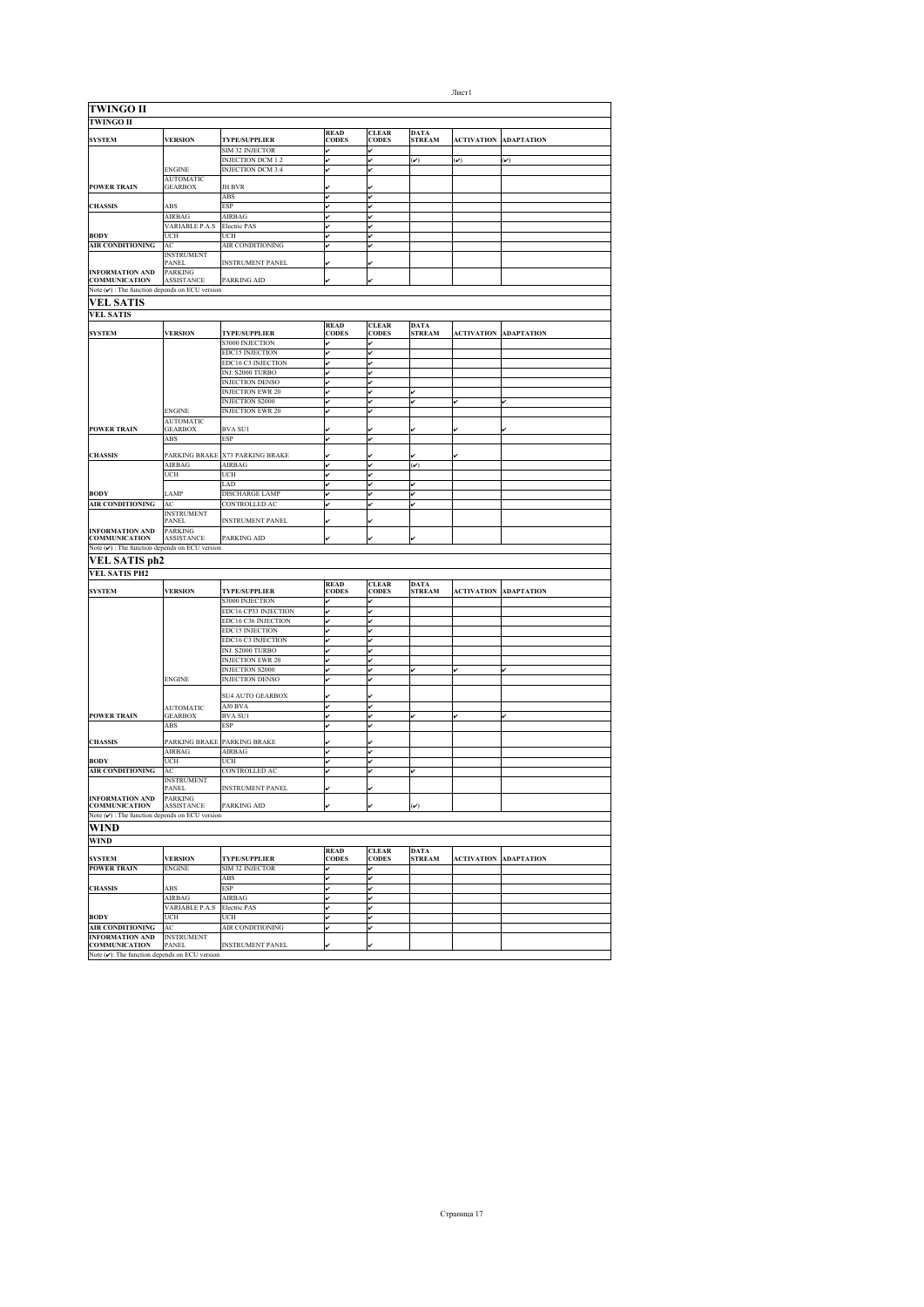## TWINGO II

| TWINGO II | | | | | | | |
|---|---|---|---|---|---|---|---|
| SYSTEM | VERSION | TYPE/SUPPLIER | READ CODES | CLEAR CODES | DATA STREAM | ACTIVATION | ADAPTATION |
| | | SIM 32 INJECTOR | ✔ | ✔ | | | |
| | | INJECTION DCM 1.2 | ✔ | ✔ | (✔) | (✔) | (✔) |
| | ENGINE | INJECTION DCM 3.4 | ✔ | ✔ | | | |
| POWER TRAIN | AUTOMATIC GEARBOX | JH BVR | ✔ | ✔ | | | |
| | | ABS | ✔ | ✔ | | | |
| CHASSIS | ABS | ESP | ✔ | ✔ | | | |
| | AIRBAG | AIRBAG | ✔ | ✔ | | | |
| | VARIABLE P.A.S | Electric PAS | ✔ | ✔ | | | |
| BODY | UCH | UCH | ✔ | ✔ | | | |
| AIR CONDITIONING | AC | AIR CONDITIONING | ✔ | ✔ | | | |
| | INSTRUMENT PANEL | INSTRUMENT PANEL | ✔ | ✔ | | | |
| INFORMATION AND COMMUNICATION | PARKING ASSISTANCE | PARKING AID | ✔ | ✔ | | | |

Note (✔) : The function depends on ECU version

## VEL SATIS

| VEL SATIS | | | | | | | |
|---|---|---|---|---|---|---|---|
| SYSTEM | VERSION | TYPE/SUPPLIER | READ CODES | CLEAR CODES | DATA STREAM | ACTIVATION | ADAPTATION |
| | | S3000 INJECTION | ✔ | ✔ | | | |
| | | EDC15 INJECTION | ✔ | ✔ | | | |
| | | EDC16 C3 INJECTION | ✔ | ✔ | | | |
| | | INJ. S2000 TURBO | ✔ | ✔ | | | |
| | | INJECTION DENSO | ✔ | ✔ | | | |
| | | INJECTION EWR 20 | ✔ | ✔ | ✔ | | |
| | | INJECTION S2000 | ✔ | ✔ | ✔ | ✔ | ✔ |
| | ENGINE | INJECTION EWR 20 | ✔ | ✔ | | | |
| POWER TRAIN | AUTOMATIC GEARBOX | BVA SU1 | ✔ | ✔ | ✔ | ✔ | ✔ |
| | ABS | ESP | ✔ | ✔ | | | |
| CHASSIS | PARKING BRAKE | X73 PARKING BRAKE | ✔ | ✔ | ✔ | ✔ | |
| | AIRBAG | AIRBAG | ✔ | ✔ | (✔) | | |
| | UCH | UCH | ✔ | ✔ | | | |
| | | LAD | ✔ | ✔ | ✔ | | |
| BODY | LAMP | DISCHARGE LAMP | ✔ | ✔ | ✔ | | |
| AIR CONDITIONING | AC | CONTROLLED AC | ✔ | ✔ | ✔ | | |
| | INSTRUMENT PANEL | INSTRUMENT PANEL | ✔ | ✔ | | | |
| INFORMATION AND COMMUNICATION | PARKING ASSISTANCE | PARKING AID | ✔ | ✔ | ✔ | | |

Note (✔) : The function depends on ECU version

## VEL SATIS ph2

| VEL SATIS PH2 | | | | | | | |
|---|---|---|---|---|---|---|---|
| SYSTEM | VERSION | TYPE/SUPPLIER | READ CODES | CLEAR CODES | DATA STREAM | ACTIVATION | ADAPTATION |
| | | S3000 INJECTION | ✔ | ✔ | | | |
| | | EDC16 CP33 INJECTION | ✔ | ✔ | | | |
| | | EDC16 C36 INJECTION | ✔ | ✔ | | | |
| | | EDC15 INJECTION | ✔ | ✔ | | | |
| | | EDC16 C3 INJECTION | ✔ | ✔ | | | |
| | | INJ. S2000 TURBO | ✔ | ✔ | | | |
| | | INJECTION EWR 20 | ✔ | ✔ | | | |
| | | INJECTION S2000 | ✔ | ✔ | ✔ | ✔ | ✔ |
| | ENGINE | INJECTION DENSO | ✔ | ✔ | | | |
| | | SU4 AUTO GEARBOX | ✔ | ✔ | | | |
| | AUTOMATIC | AJ0 BVA | ✔ | ✔ | | | |
| POWER TRAIN | GEARBOX | BVA SU1 | ✔ | ✔ | ✔ | ✔ | ✔ |
| | ABS | ESP | ✔ | ✔ | | | |
| CHASSIS | PARKING BRAKE | PARKING BRAKE | ✔ | ✔ | | | |
| | AIRBAG | AIRBAG | ✔ | ✔ | | | |
| BODY | UCH | UCH | ✔ | ✔ | | | |
| AIR CONDITIONING | AC | CONTROLLED AC | ✔ | ✔ | ✔ | | |
| | INSTRUMENT PANEL | INSTRUMENT PANEL | ✔ | ✔ | | | |
| INFORMATION AND COMMUNICATION | PARKING ASSISTANCE | PARKING AID | ✔ | ✔ | (✔) | | |

Note (✔) : The function depends on ECU version

## WIND

| WIND | | | | | | | |
|---|---|---|---|---|---|---|---|
| SYSTEM | VERSION | TYPE/SUPPLIER | READ CODES | CLEAR CODES | DATA STREAM | ACTIVATION | ADAPTATION |
| POWER TRAIN | ENGINE | SIM 32 INJECTOR | ✔ | ✔ | | | |
| | | ABS | ✔ | ✔ | | | |
| CHASSIS | ABS | ESP | ✔ | ✔ | | | |
| | AIRBAG | AIRBAG | ✔ | ✔ | | | |
| | VARIABLE P.A.S | Electric PAS | ✔ | ✔ | | | |
| BODY | UCH | UCH | ✔ | ✔ | | | |
| AIR CONDITIONING | AC | AIR CONDITIONING | ✔ | ✔ | | | |
| INFORMATION AND COMMUNICATION | INSTRUMENT PANEL | INSTRUMENT PANEL | ✔ | ✔ | | | |

Note (✔): The function depends on ECU version